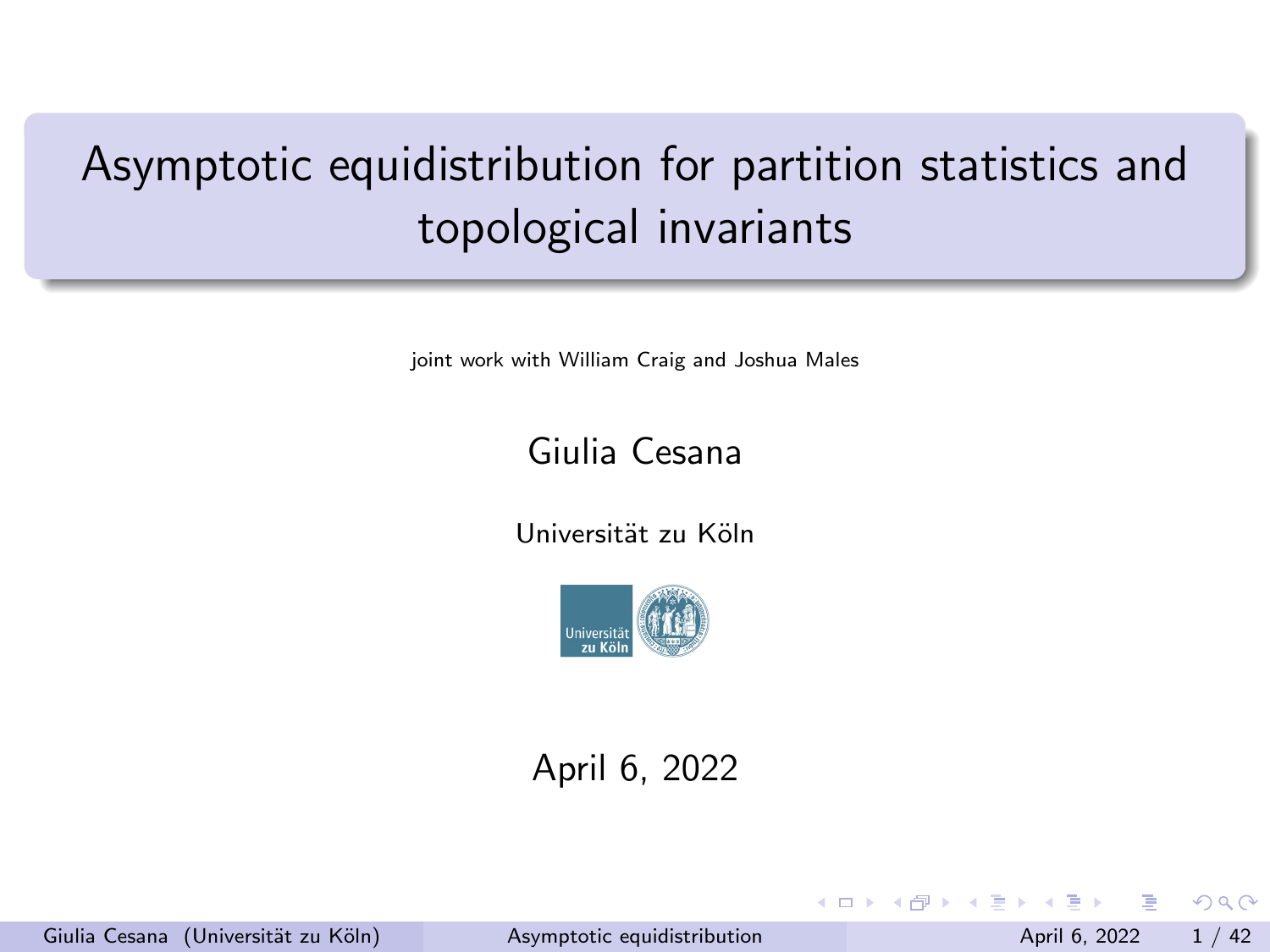# Asymptotic equidistribution for partition statistics and topological invariants

joint work with William Craig and Joshua Males

Giulia Cesana

Universität zu Köln

April 6, 2022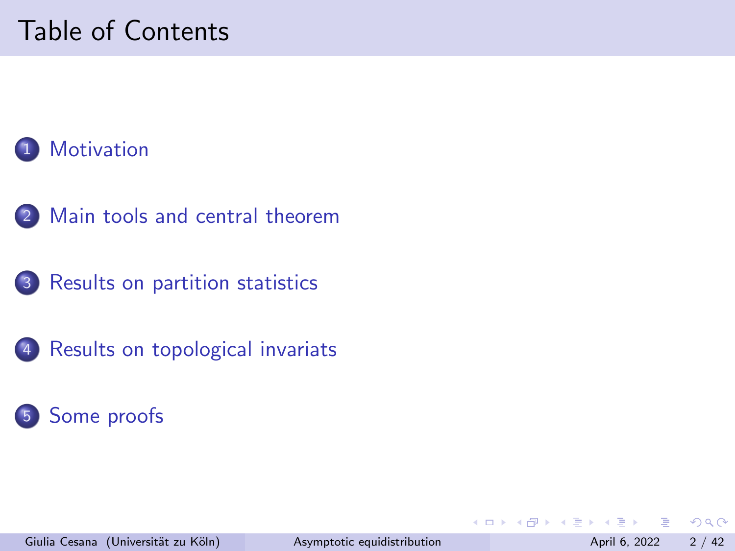# Table of Contents

1. Motivation
2. Main tools and central theorem
3. Results on partition statistics
4. Results on topological invariats
5. Some proofs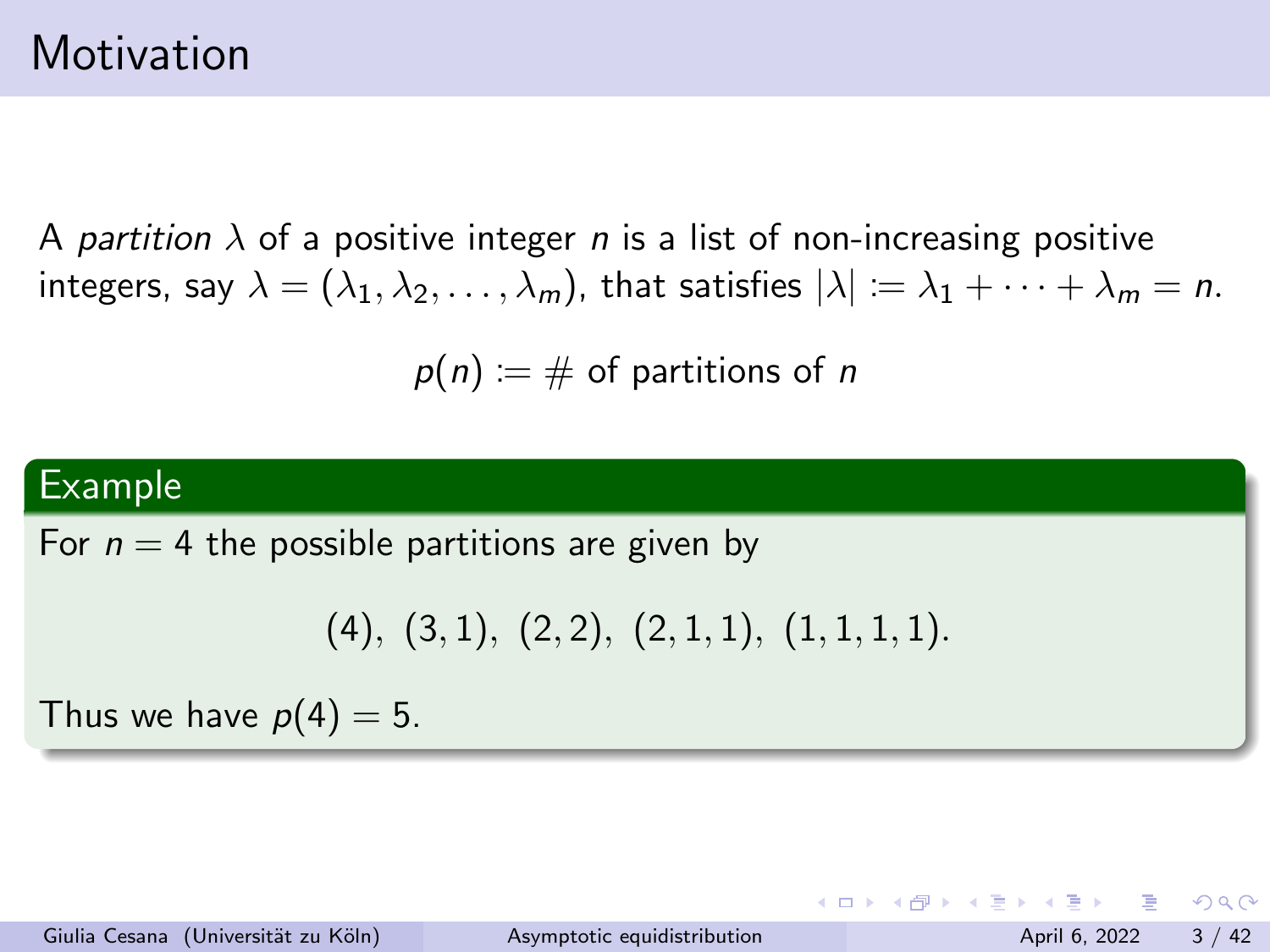# Motivation

A *partition* $\lambda$ of a positive integer $n$ is a list of non-increasing positive integers, say $\lambda = (\lambda_1, \lambda_2, \ldots, \lambda_m)$, that satisfies $|\lambda| := \lambda_1 + \cdots + \lambda_m = n$.

$$p(n) := \# \text{ of partitions of } n$$

**Example**

For $n = 4$ the possible partitions are given by

$$(4),\ (3,1),\ (2,2),\ (2,1,1),\ (1,1,1,1).$$

Thus we have $p(4) = 5$.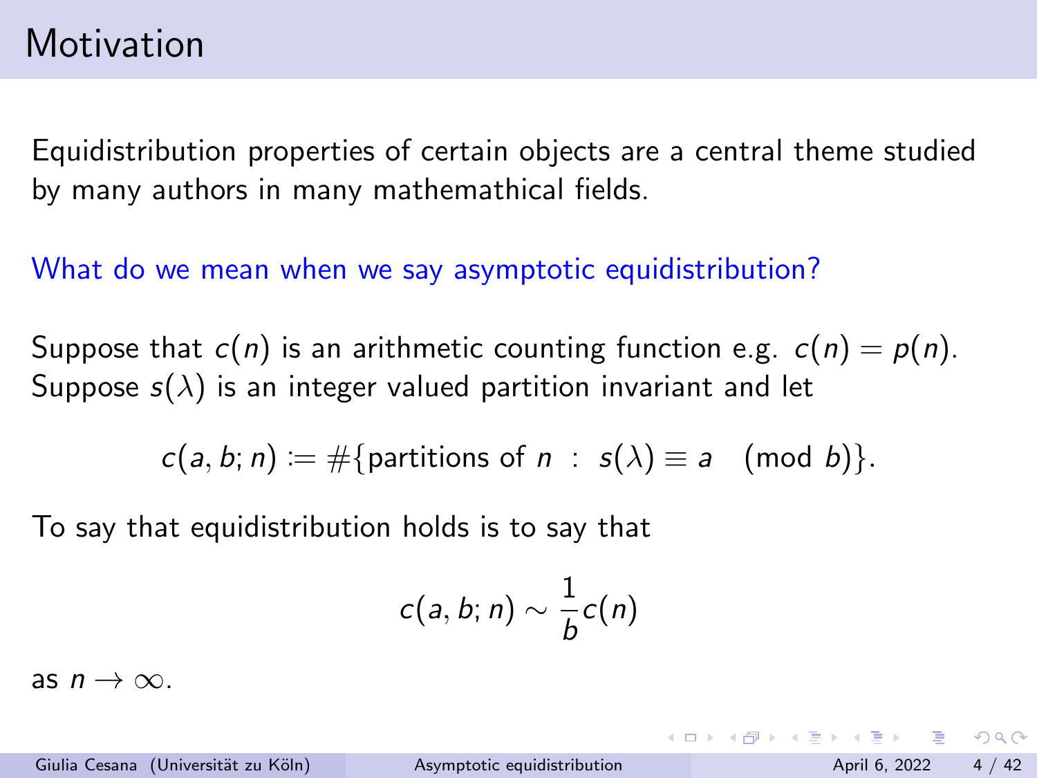# Motivation

Equidistribution properties of certain objects are a central theme studied by many authors in many mathemathical fields.

What do we mean when we say asymptotic equidistribution?

Suppose that $c(n)$ is an arithmetic counting function e.g. $c(n) = p(n)$. Suppose $s(\lambda)$ is an integer valued partition invariant and let

$$c(a, b; n) := \#\{\text{partitions of } n \ : \ s(\lambda) \equiv a \pmod{b}\}.$$

To say that equidistribution holds is to say that

$$c(a, b; n) \sim \frac{1}{b} c(n)$$

as $n \to \infty$.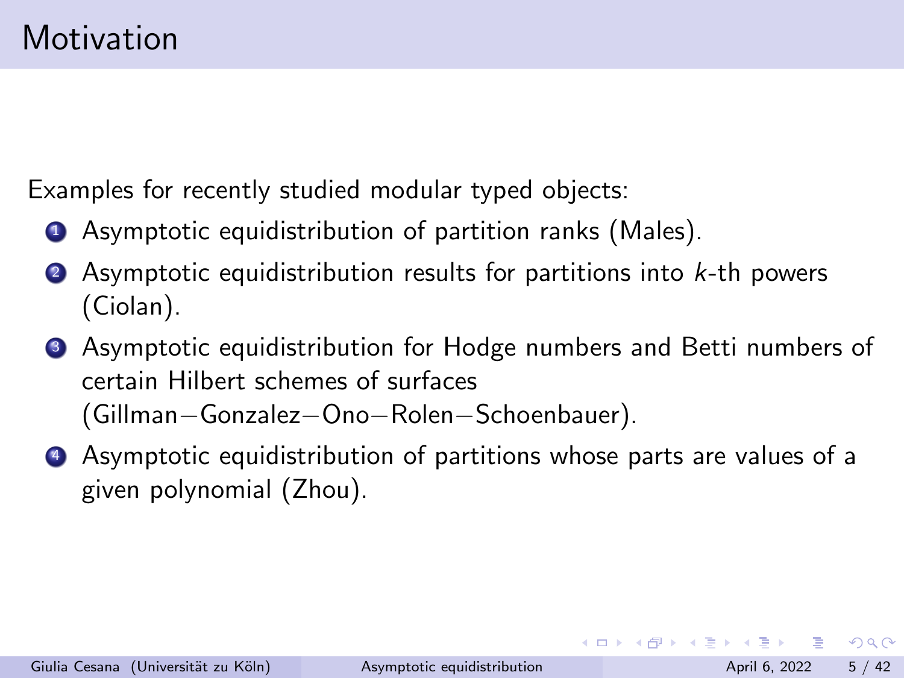# Motivation

Examples for recently studied modular typed objects:

1. Asymptotic equidistribution of partition ranks (Males).
2. Asymptotic equidistribution results for partitions into $k$-th powers (Ciolan).
3. Asymptotic equidistribution for Hodge numbers and Betti numbers of certain Hilbert schemes of surfaces (Gillman−Gonzalez−Ono−Rolen−Schoenbauer).
4. Asymptotic equidistribution of partitions whose parts are values of a given polynomial (Zhou).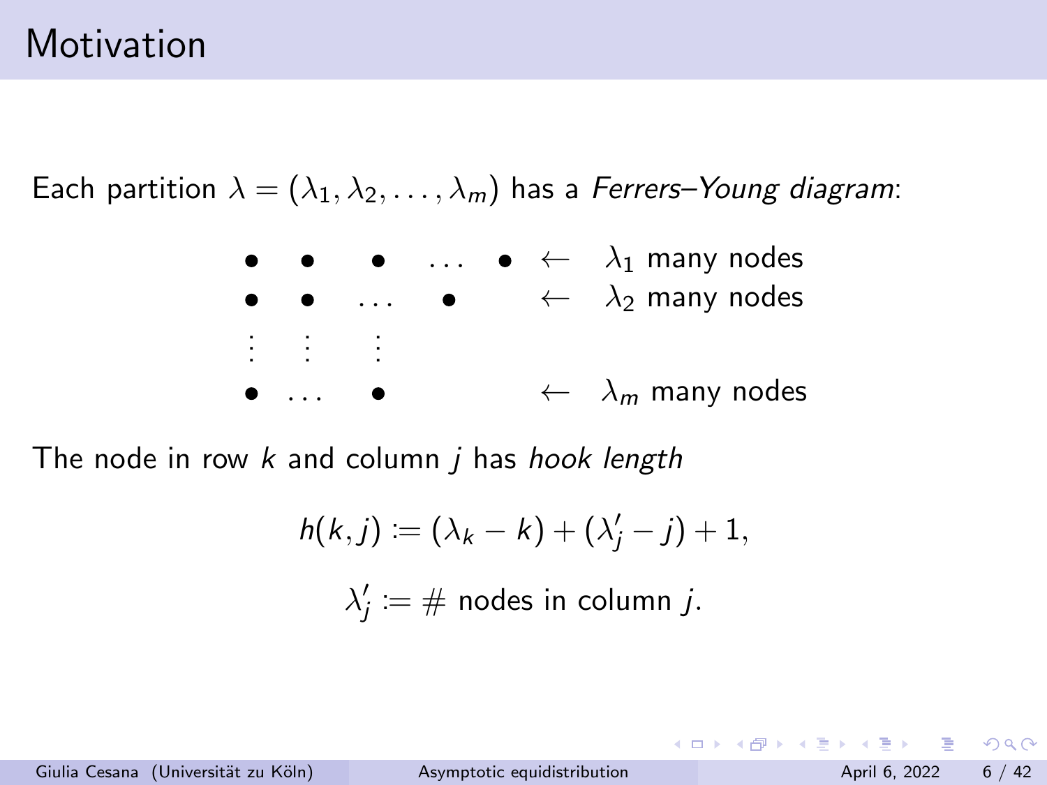# Motivation

Each partition $\lambda = (\lambda_1, \lambda_2, \ldots, \lambda_m)$ has a *Ferrers–Young diagram*:

$$
\begin{array}{llllll}
\bullet & \bullet & \bullet & \ldots & \bullet & \leftarrow \quad \lambda_1 \text{ many nodes} \\
\bullet & \bullet & \ldots & \bullet & & \leftarrow \quad \lambda_2 \text{ many nodes} \\
\vdots & \vdots & \vdots & & & \\
\bullet & \ldots & \bullet & & & \leftarrow \quad \lambda_m \text{ many nodes}
\end{array}
$$

The node in row $k$ and column $j$ has *hook length*

$$
h(k, j) := (\lambda_k - k) + (\lambda'_j - j) + 1,
$$

$$
\lambda'_j := \# \text{ nodes in column } j.
$$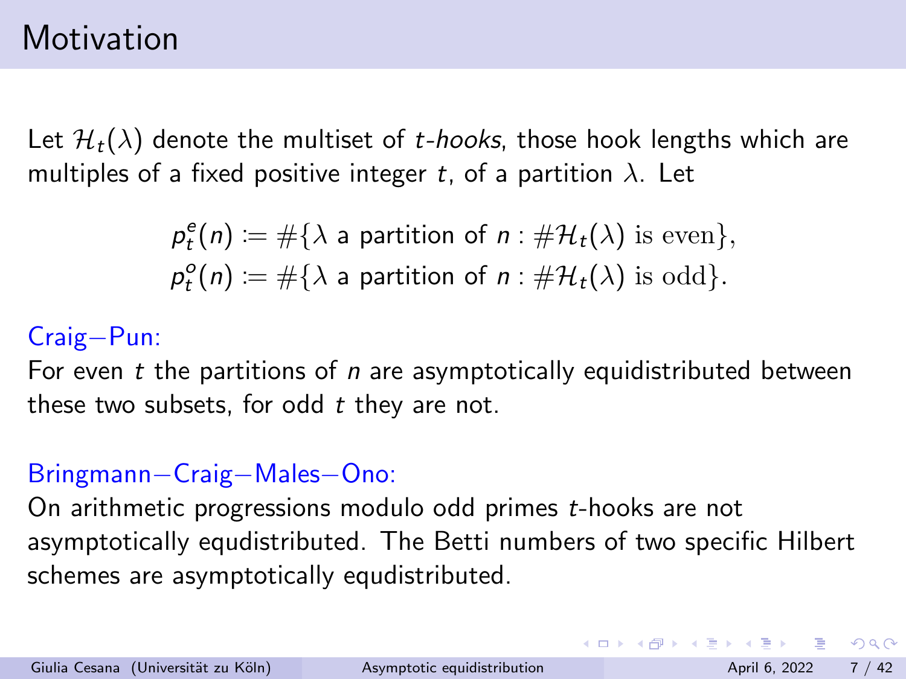# Motivation

Let $\mathcal{H}_t(\lambda)$ denote the multiset of *t-hooks*, those hook lengths which are multiples of a fixed positive integer $t$, of a partition $\lambda$. Let

$$p_t^e(n) := \#\{\lambda \text{ a partition of } n : \#\mathcal{H}_t(\lambda) \text{ is even}\},$$
$$p_t^o(n) := \#\{\lambda \text{ a partition of } n : \#\mathcal{H}_t(\lambda) \text{ is odd}\}.$$

Craig–Pun:
For even $t$ the partitions of $n$ are asymptotically equidistributed between these two subsets, for odd $t$ they are not.

Bringmann–Craig–Males–Ono:
On arithmetic progressions modulo odd primes $t$-hooks are not asymptotically equdistributed. The Betti numbers of two specific Hilbert schemes are asymptotically equdistributed.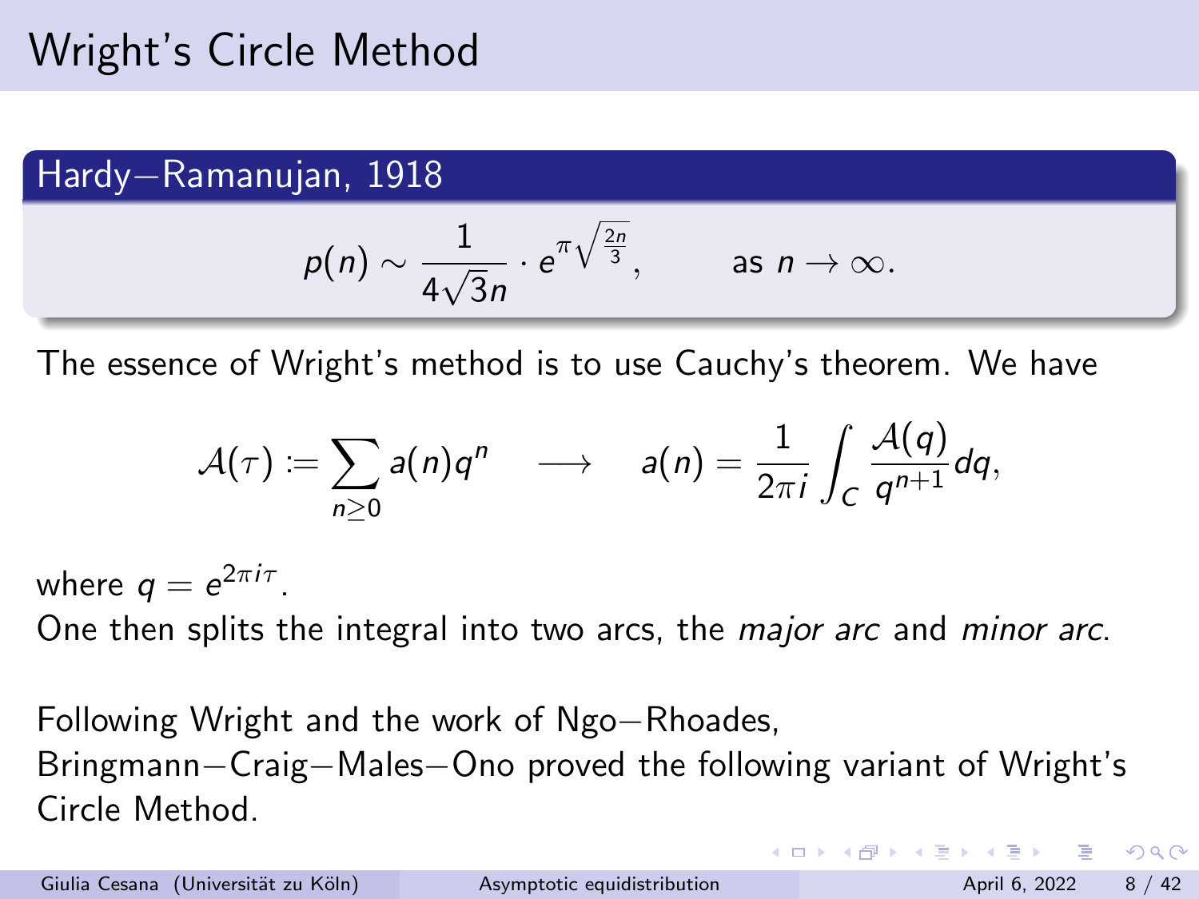# Wright's Circle Method

**Hardy–Ramanujan, 1918**

$$p(n) \sim \frac{1}{4\sqrt{3}n} \cdot e^{\pi\sqrt{\frac{2n}{3}}}, \qquad \text{as } n \to \infty.$$

The essence of Wright's method is to use Cauchy's theorem. We have

$$\mathcal{A}(\tau) := \sum_{n \geq 0} a(n) q^n \quad \longrightarrow \quad a(n) = \frac{1}{2\pi i} \int_C \frac{\mathcal{A}(q)}{q^{n+1}} dq,$$

where $q = e^{2\pi i \tau}$.

One then splits the integral into two arcs, the *major arc* and *minor arc*.

Following Wright and the work of Ngo–Rhoades, Bringmann–Craig–Males–Ono proved the following variant of Wright's Circle Method.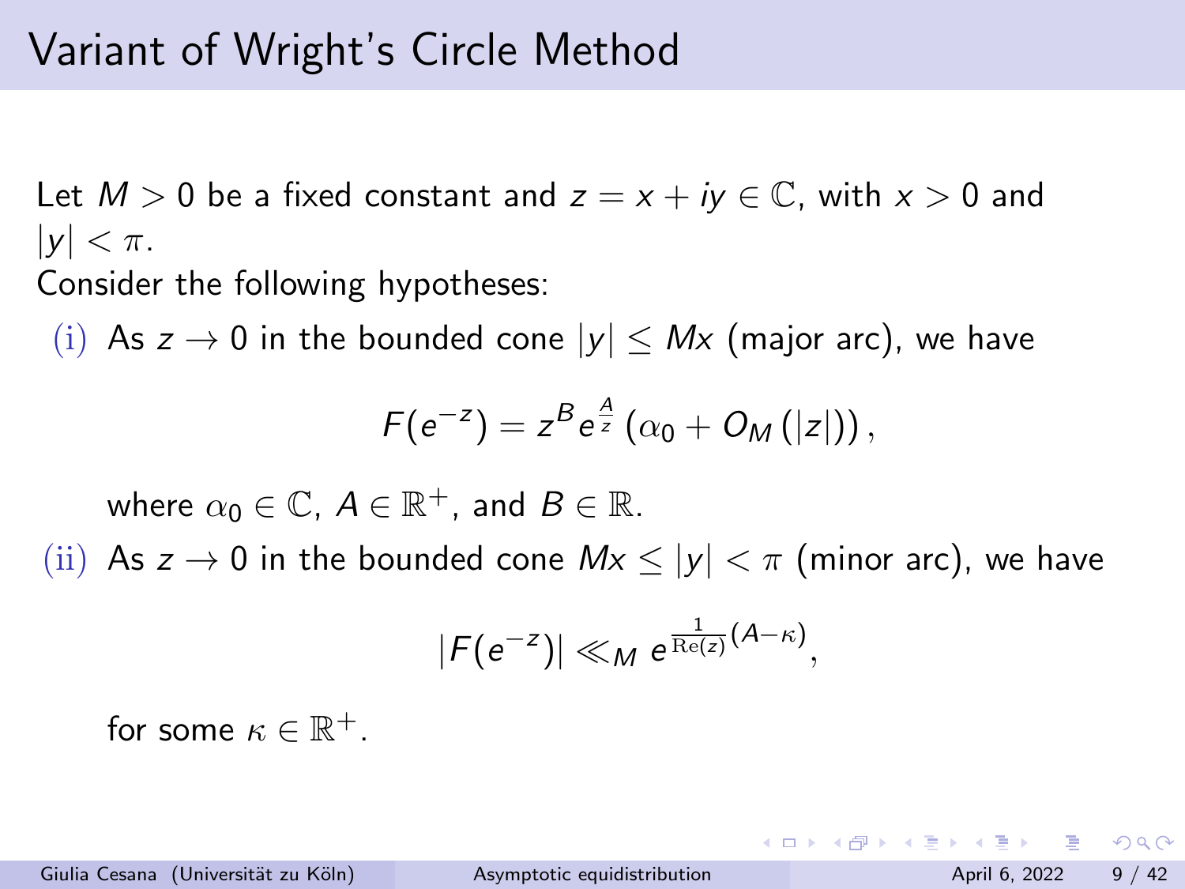# Variant of Wright's Circle Method

Let $M > 0$ be a fixed constant and $z = x + iy \in \mathbb{C}$, with $x > 0$ and $|y| < \pi$.

Consider the following hypotheses:

(i) As $z \to 0$ in the bounded cone $|y| \leq Mx$ (major arc), we have

$$F(e^{-z}) = z^B e^{\frac{A}{z}} \left(\alpha_0 + O_M\left(|z|\right)\right),$$

where $\alpha_0 \in \mathbb{C}$, $A \in \mathbb{R}^+$, and $B \in \mathbb{R}$.

(ii) As $z \to 0$ in the bounded cone $Mx \leq |y| < \pi$ (minor arc), we have

$$|F(e^{-z})| \ll_M e^{\frac{1}{\mathrm{Re}(z)}(A-\kappa)},$$

for some $\kappa \in \mathbb{R}^+$.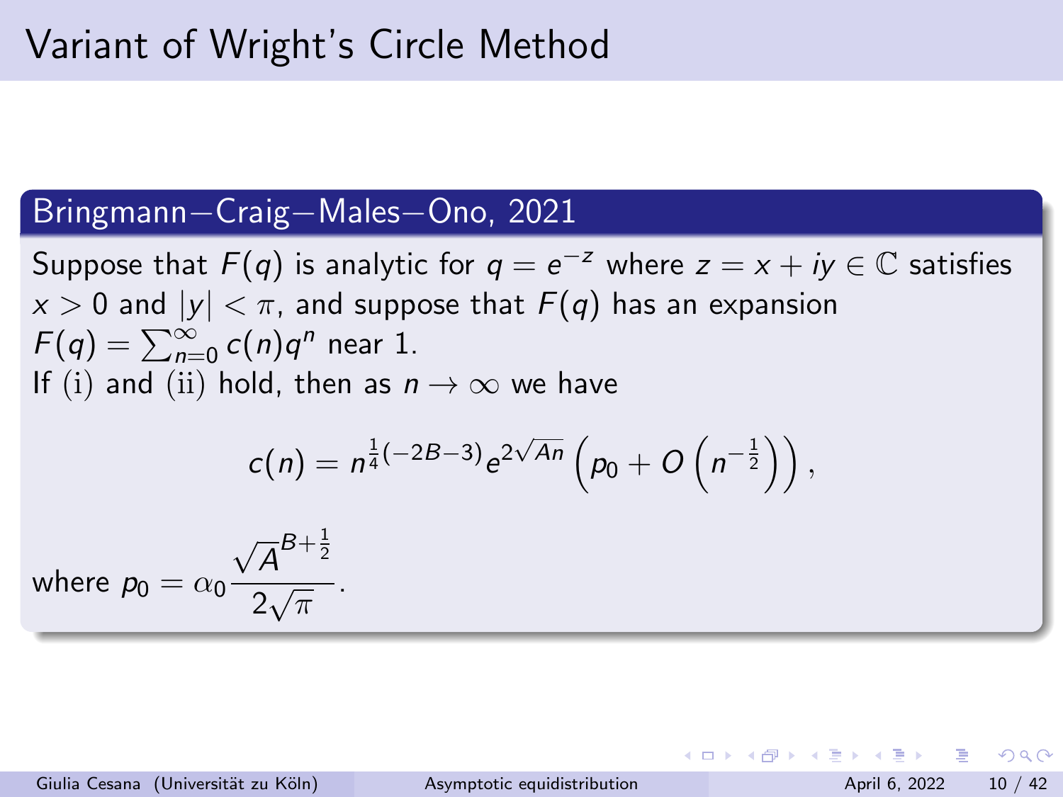# Variant of Wright's Circle Method

## Bringmann–Craig–Males–Ono, 2021

Suppose that $F(q)$ is analytic for $q = e^{-z}$ where $z = x + iy \in \mathbb{C}$ satisfies $x > 0$ and $|y| < \pi$, and suppose that $F(q)$ has an expansion $F(q) = \sum_{n=0}^{\infty} c(n)q^n$ near 1.

If (i) and (ii) hold, then as $n \to \infty$ we have

$$c(n) = n^{\frac{1}{4}(-2B-3)} e^{2\sqrt{An}} \left( p_0 + O\left(n^{-\frac{1}{2}}\right)\right),$$

where $p_0 = \alpha_0 \dfrac{\sqrt{A}^{B+\frac{1}{2}}}{2\sqrt{\pi}}$.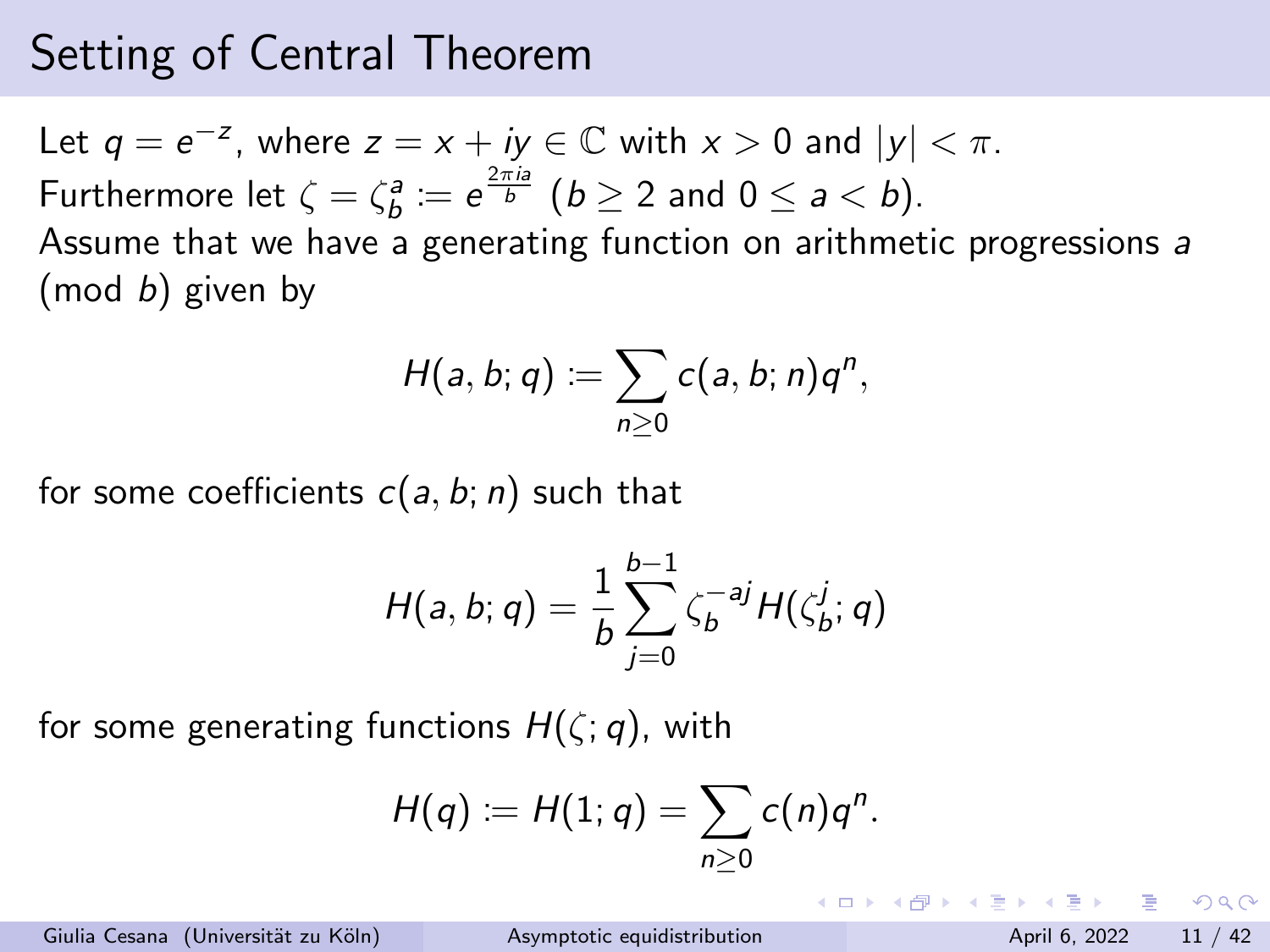# Setting of Central Theorem

Let $q = e^{-z}$, where $z = x + iy \in \mathbb{C}$ with $x > 0$ and $|y| < \pi$.
Furthermore let $\zeta = \zeta_b^a := e^{\frac{2\pi i a}{b}}$ ($b \geq 2$ and $0 \leq a < b$).
Assume that we have a generating function on arithmetic progressions $a$ (mod $b$) given by

$$H(a, b; q) := \sum_{n \geq 0} c(a, b; n) q^n,$$

for some coefficients $c(a, b; n)$ such that

$$H(a, b; q) = \frac{1}{b} \sum_{j=0}^{b-1} \zeta_b^{-aj} H(\zeta_b^j; q)$$

for some generating functions $H(\zeta; q)$, with

$$H(q) := H(1; q) = \sum_{n \geq 0} c(n) q^n.$$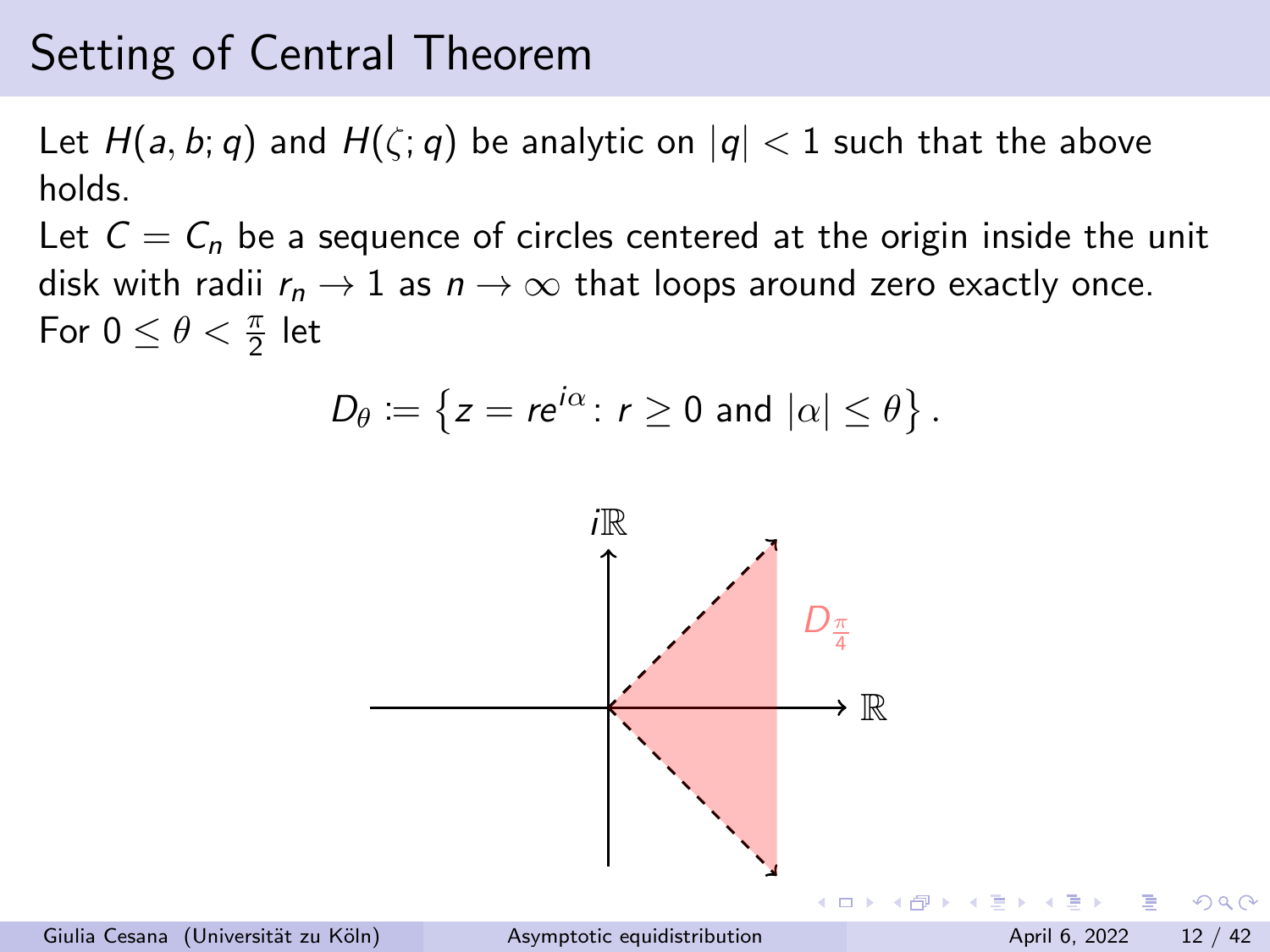# Setting of Central Theorem

Let $H(a, b; q)$ and $H(\zeta; q)$ be analytic on $|q| < 1$ such that the above holds.

Let $C = C_n$ be a sequence of circles centered at the origin inside the unit disk with radii $r_n \to 1$ as $n \to \infty$ that loops around zero exactly once.

For $0 \leq \theta < \frac{\pi}{2}$ let

$$D_\theta := \left\{ z = re^{i\alpha} \colon r \geq 0 \text{ and } |\alpha| \leq \theta \right\}.$$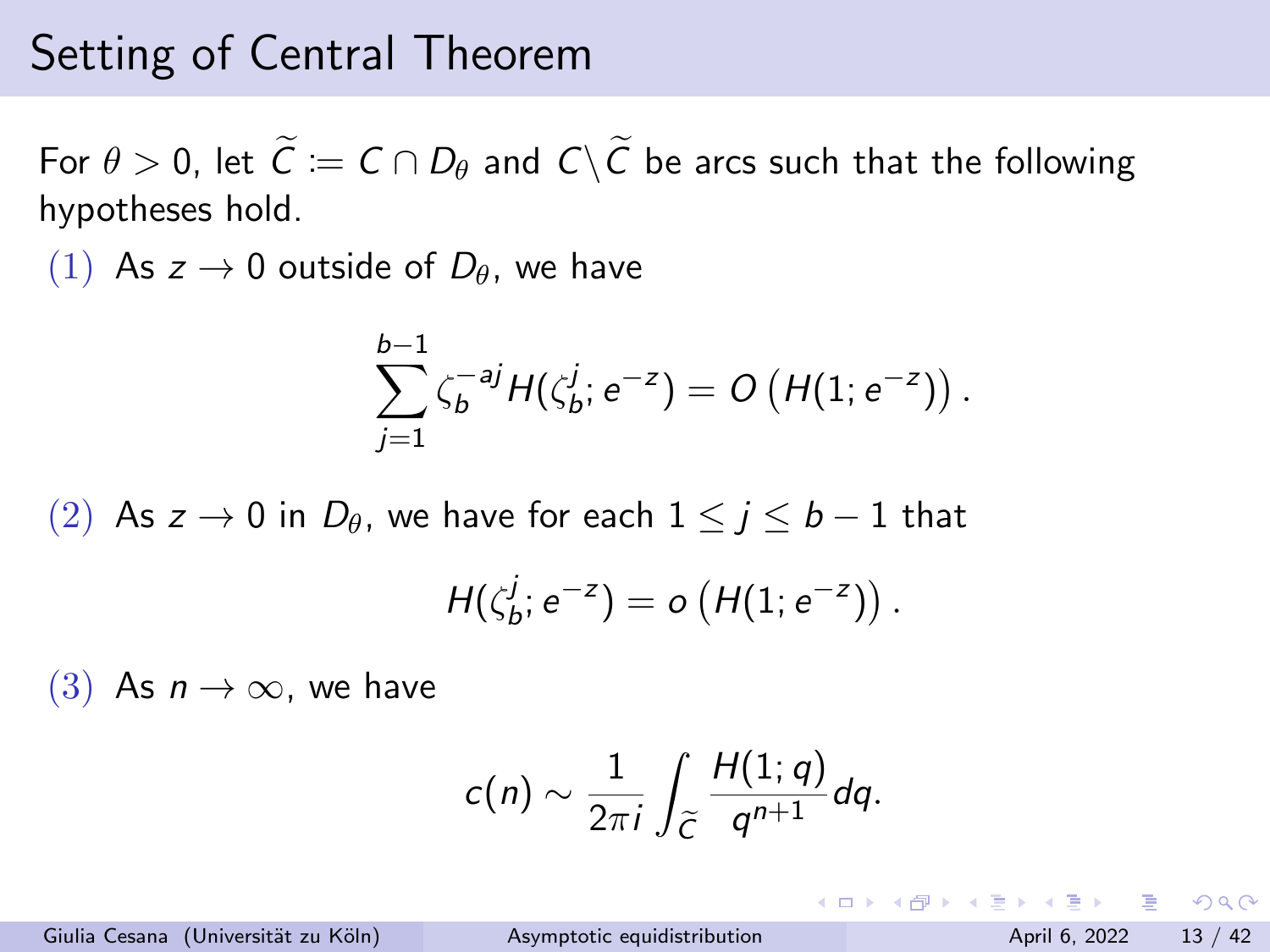# Setting of Central Theorem

For $\theta > 0$, let $\widetilde{C} := C \cap D_\theta$ and $C \backslash \widetilde{C}$ be arcs such that the following hypotheses hold.

(1) As $z \to 0$ outside of $D_\theta$, we have

$$\sum_{j=1}^{b-1} \zeta_b^{-aj} H(\zeta_b^j; e^{-z}) = O\left(H(1; e^{-z})\right).$$

(2) As $z \to 0$ in $D_\theta$, we have for each $1 \leq j \leq b-1$ that

$$H(\zeta_b^j; e^{-z}) = o\left(H(1; e^{-z})\right).$$

(3) As $n \to \infty$, we have

$$c(n) \sim \frac{1}{2\pi i} \int_{\widetilde{C}} \frac{H(1; q)}{q^{n+1}} dq.$$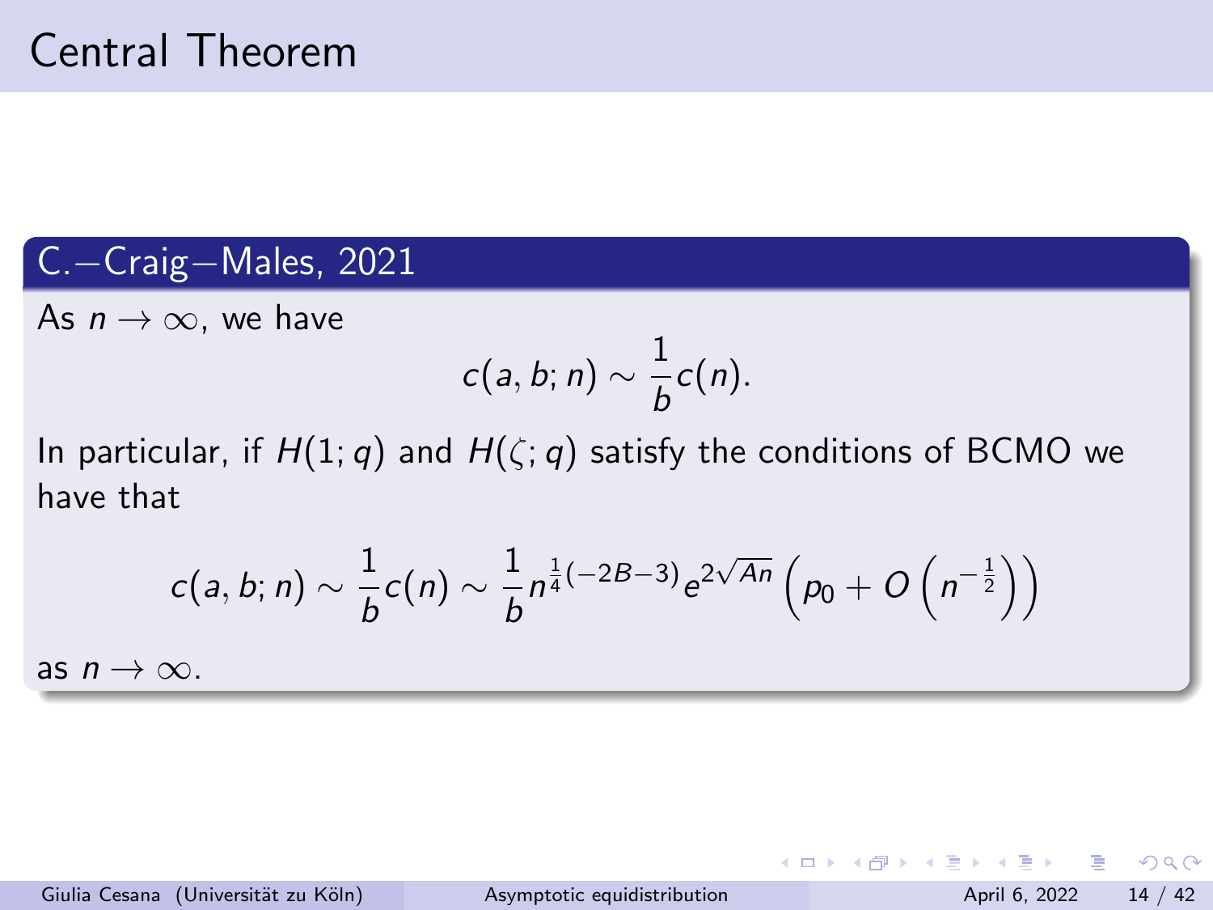# Central Theorem

**C.−Craig−Males, 2021**

As $n \to \infty$, we have

$$c(a, b; n) \sim \frac{1}{b} c(n).$$

In particular, if $H(1; q)$ and $H(\zeta; q)$ satisfy the conditions of BCMO we have that

$$c(a, b; n) \sim \frac{1}{b} c(n) \sim \frac{1}{b} n^{\frac{1}{4}(-2B-3)} e^{2\sqrt{An}} \left( p_0 + O\left( n^{-\frac{1}{2}} \right) \right)$$

as $n \to \infty$.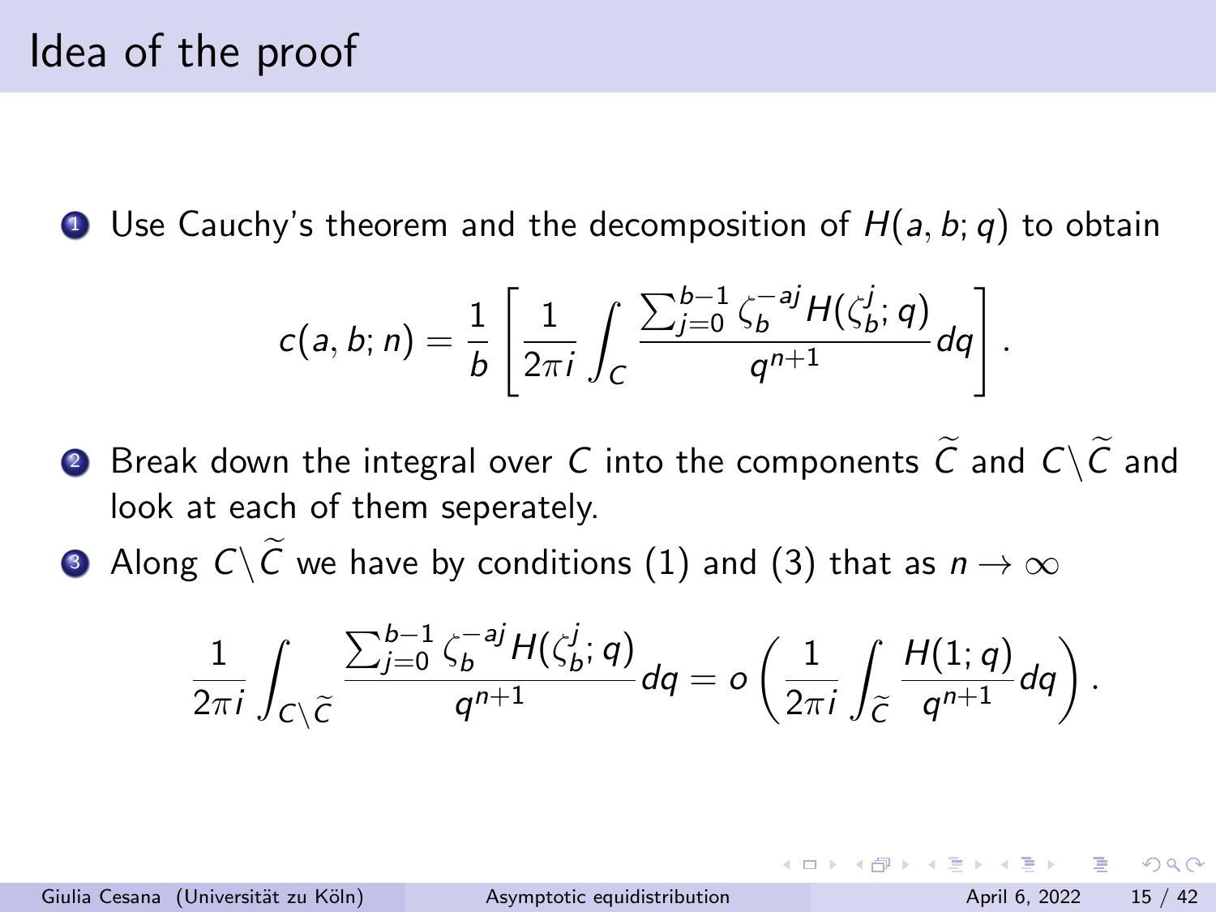# Idea of the proof

1. Use Cauchy's theorem and the decomposition of $H(a, b; q)$ to obtain

$$c(a, b; n) = \frac{1}{b}\left[\frac{1}{2\pi i}\int_C \frac{\sum_{j=0}^{b-1}\zeta_b^{-aj}H(\zeta_b^j; q)}{q^{n+1}}dq\right].$$

2. Break down the integral over $C$ into the components $\widetilde{C}$ and $C\backslash\widetilde{C}$ and look at each of them seperately.

3. Along $C\backslash\widetilde{C}$ we have by conditions (1) and (3) that as $n \to \infty$

$$\frac{1}{2\pi i}\int_{C\backslash\widetilde{C}} \frac{\sum_{j=0}^{b-1}\zeta_b^{-aj}H(\zeta_b^j; q)}{q^{n+1}}dq = o\left(\frac{1}{2\pi i}\int_{\widetilde{C}} \frac{H(1; q)}{q^{n+1}}dq\right).$$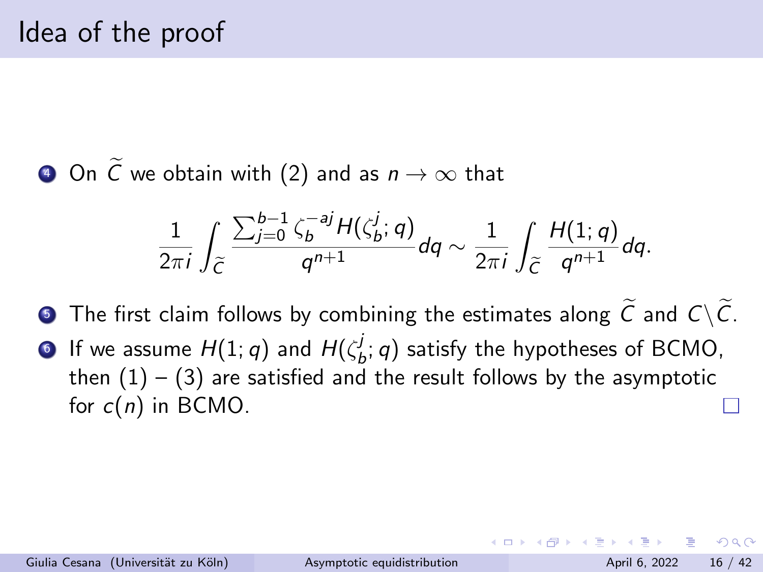# Idea of the proof

4. On $\widetilde{C}$ we obtain with (2) and as $n \to \infty$ that

$$\frac{1}{2\pi i} \int_{\widetilde{C}} \frac{\sum_{j=0}^{b-1} \zeta_b^{-aj} H(\zeta_b^j; q)}{q^{n+1}} dq \sim \frac{1}{2\pi i} \int_{\widetilde{C}} \frac{H(1; q)}{q^{n+1}} dq.$$

5. The first claim follows by combining the estimates along $\widetilde{C}$ and $C \setminus \widetilde{C}$.
6. If we assume $H(1; q)$ and $H(\zeta_b^j; q)$ satisfy the hypotheses of BCMO, then (1) – (3) are satisfied and the result follows by the asymptotic for $c(n)$ in BCMO. □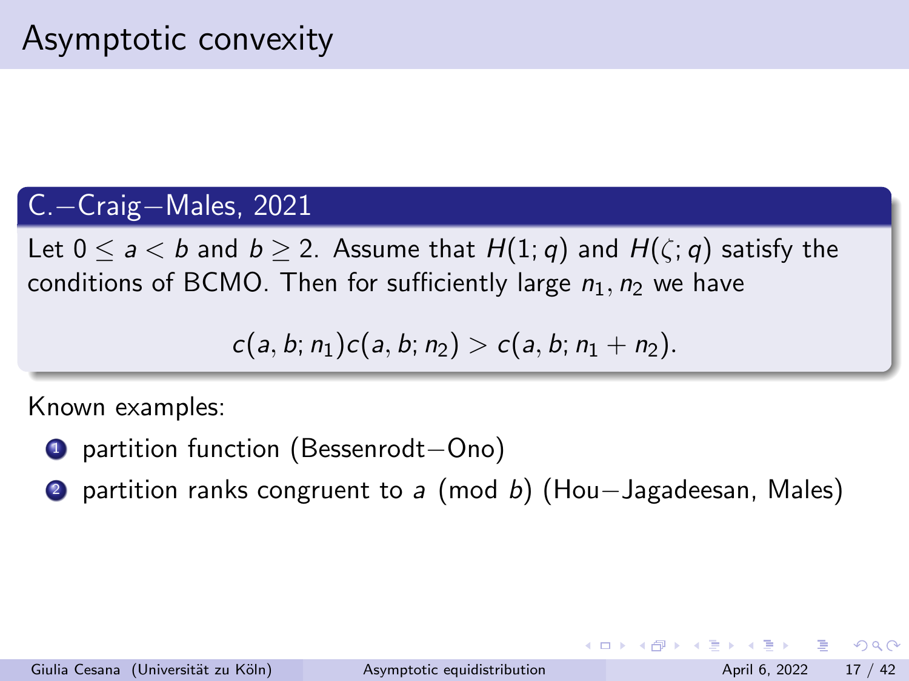# Asymptotic convexity

**C.−Craig−Males, 2021**

Let $0 \leq a < b$ and $b \geq 2$. Assume that $H(1; q)$ and $H(\zeta; q)$ satisfy the conditions of BCMO. Then for sufficiently large $n_1, n_2$ we have

$$c(a, b; n_1)c(a, b; n_2) > c(a, b; n_1 + n_2).$$

Known examples:

1. partition function (Bessenrodt−Ono)
2. partition ranks congruent to $a \pmod{b}$ (Hou−Jagadeesan, Males)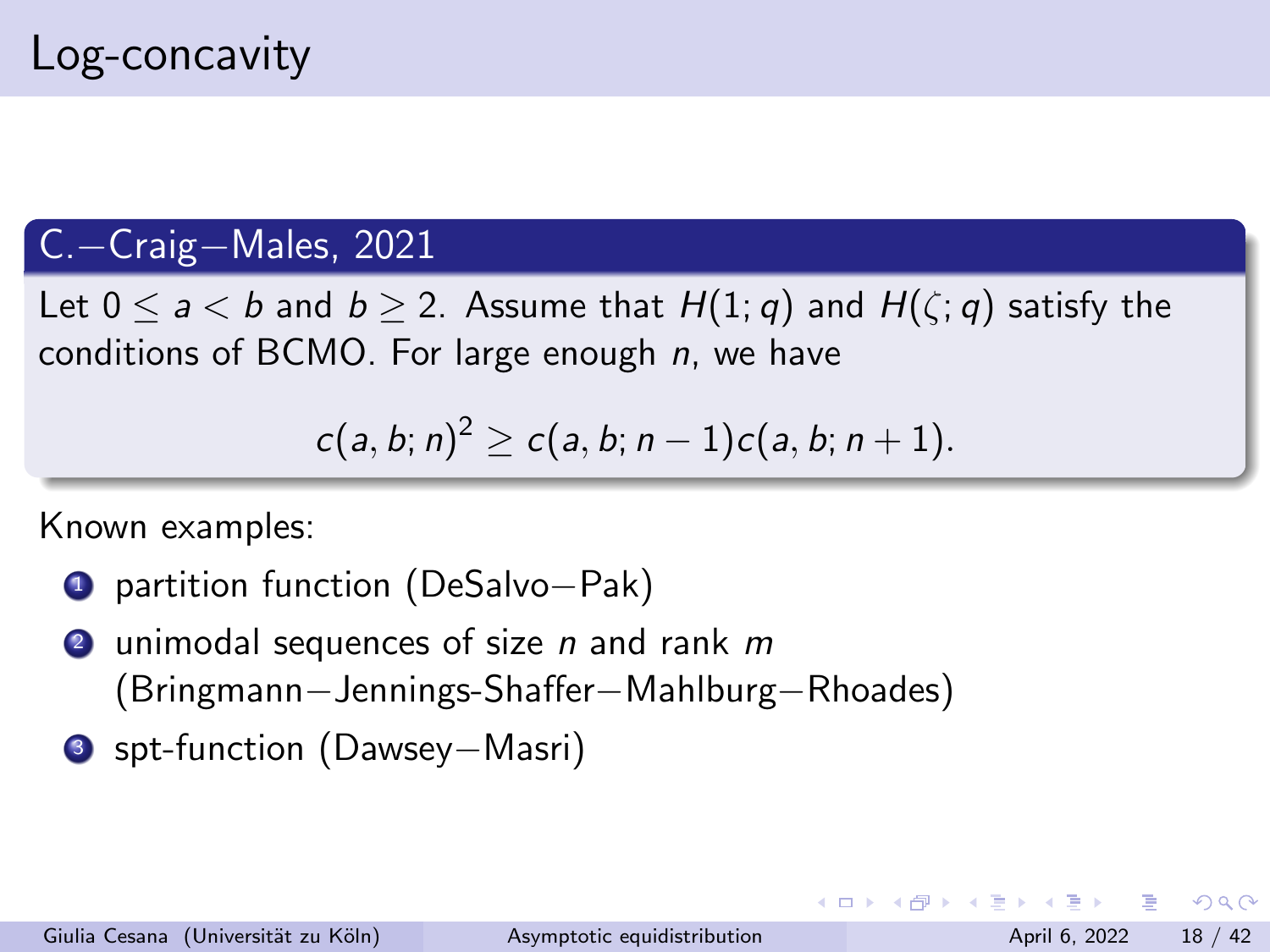# Log-concavity

**C.−Craig−Males, 2021**

Let $0 \leq a < b$ and $b \geq 2$. Assume that $H(1; q)$ and $H(\zeta; q)$ satisfy the conditions of BCMO. For large enough $n$, we have

$$c(a, b; n)^2 \geq c(a, b; n-1)c(a, b; n+1).$$

Known examples:

1. partition function (DeSalvo−Pak)
2. unimodal sequences of size $n$ and rank $m$ (Bringmann−Jennings-Shaffer−Mahlburg−Rhoades)
3. spt-function (Dawsey−Masri)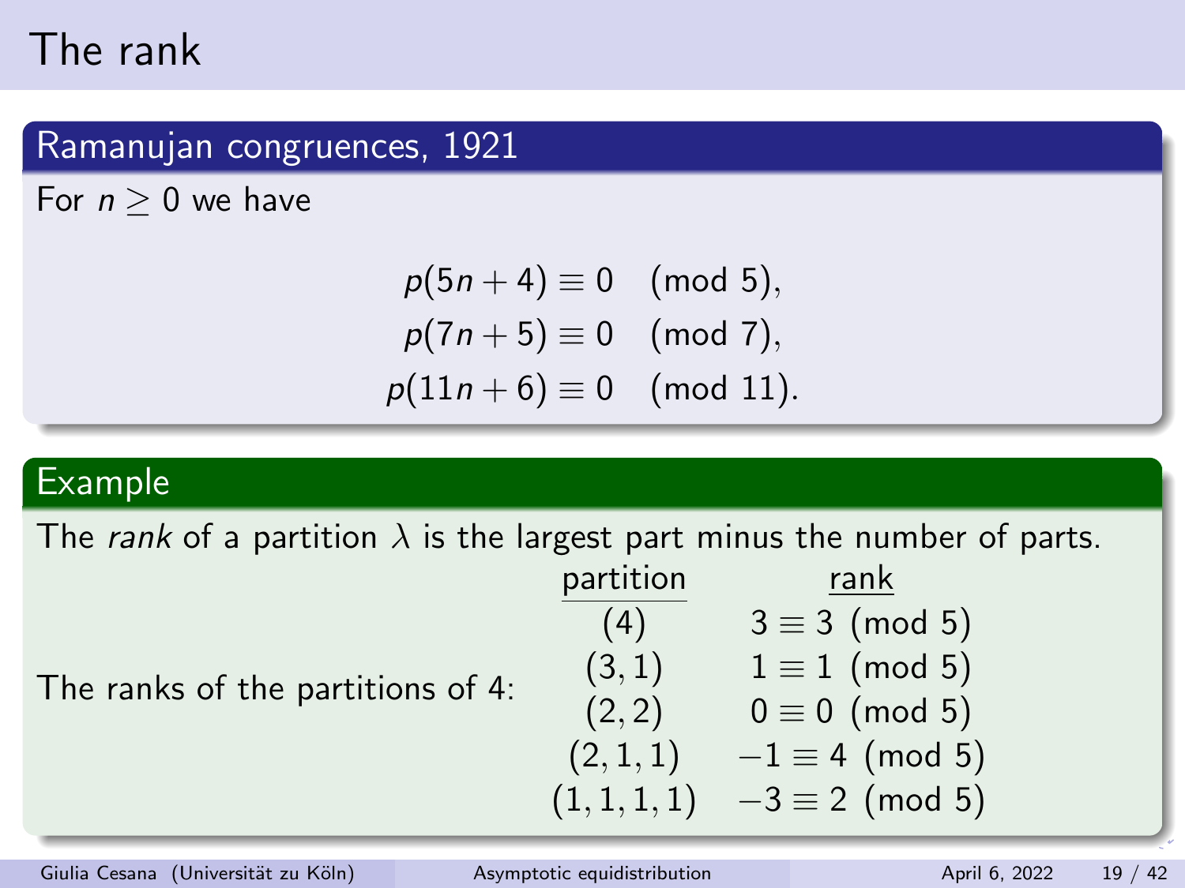# The rank

## Ramanujan congruences, 1921

For $n \geq 0$ we have

$$
\begin{aligned}
p(5n+4) &\equiv 0 \pmod{5}, \\
p(7n+5) &\equiv 0 \pmod{7}, \\
p(11n+6) &\equiv 0 \pmod{11}.
\end{aligned}
$$

## Example

The *rank* of a partition $\lambda$ is the largest part minus the number of parts.

The ranks of the partitions of 4:

| partition | rank |
| --- | --- |
| $(4)$ | $3 \equiv 3 \pmod{5}$ |
| $(3, 1)$ | $1 \equiv 1 \pmod{5}$ |
| $(2, 2)$ | $0 \equiv 0 \pmod{5}$ |
| $(2, 1, 1)$ | $-1 \equiv 4 \pmod{5}$ |
| $(1, 1, 1, 1)$ | $-3 \equiv 2 \pmod{5}$ |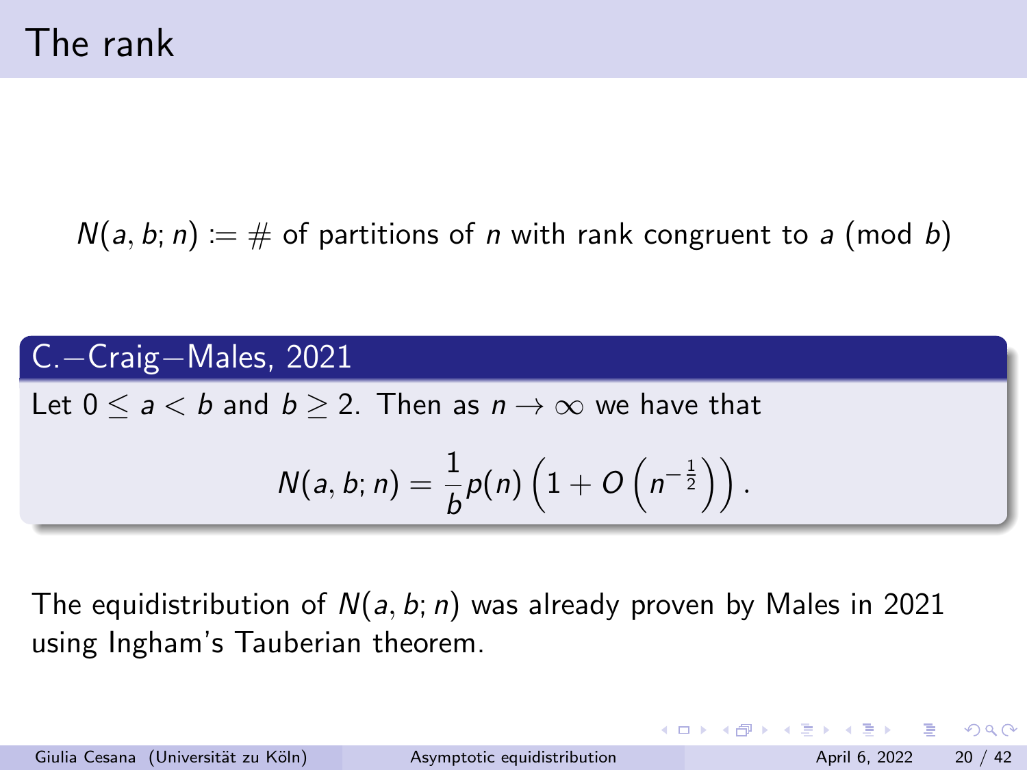# The rank

$N(a, b; n) := \#$ of partitions of $n$ with rank congruent to $a \pmod{b}$

**C.−Craig−Males, 2021**

Let $0 \leq a < b$ and $b \geq 2$. Then as $n \to \infty$ we have that

$$N(a, b; n) = \frac{1}{b} p(n) \left(1 + O\left(n^{-\frac{1}{2}}\right)\right).$$

The equidistribution of $N(a, b; n)$ was already proven by Males in 2021 using Ingham's Tauberian theorem.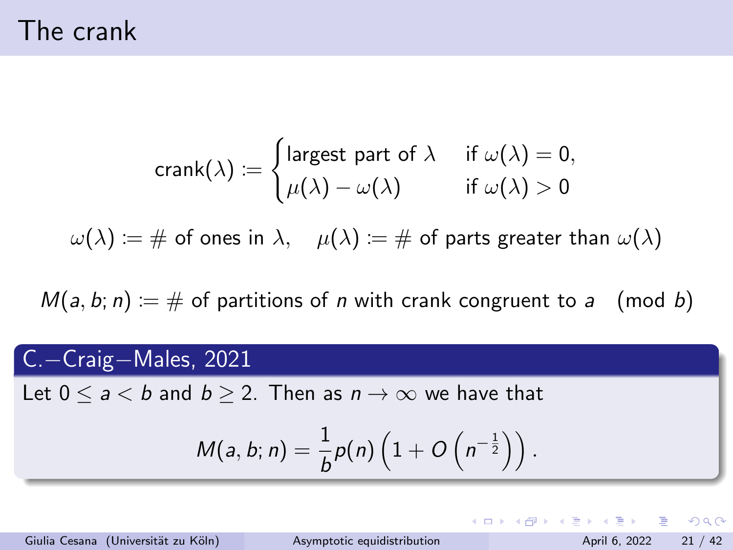# The crank

$$\text{crank}(\lambda) := \begin{cases} \text{largest part of } \lambda & \text{if } \omega(\lambda) = 0, \\ \mu(\lambda) - \omega(\lambda) & \text{if } \omega(\lambda) > 0 \end{cases}$$

$$\omega(\lambda) := \# \text{ of ones in } \lambda, \quad \mu(\lambda) := \# \text{ of parts greater than } \omega(\lambda)$$

$$M(a, b; n) := \# \text{ of partitions of } n \text{ with crank congruent to } a \pmod{b}$$

**C.–Craig–Males, 2021**

Let $0 \leq a < b$ and $b \geq 2$. Then as $n \to \infty$ we have that

$$M(a, b; n) = \frac{1}{b} p(n) \left(1 + O\left(n^{-\frac{1}{2}}\right)\right).$$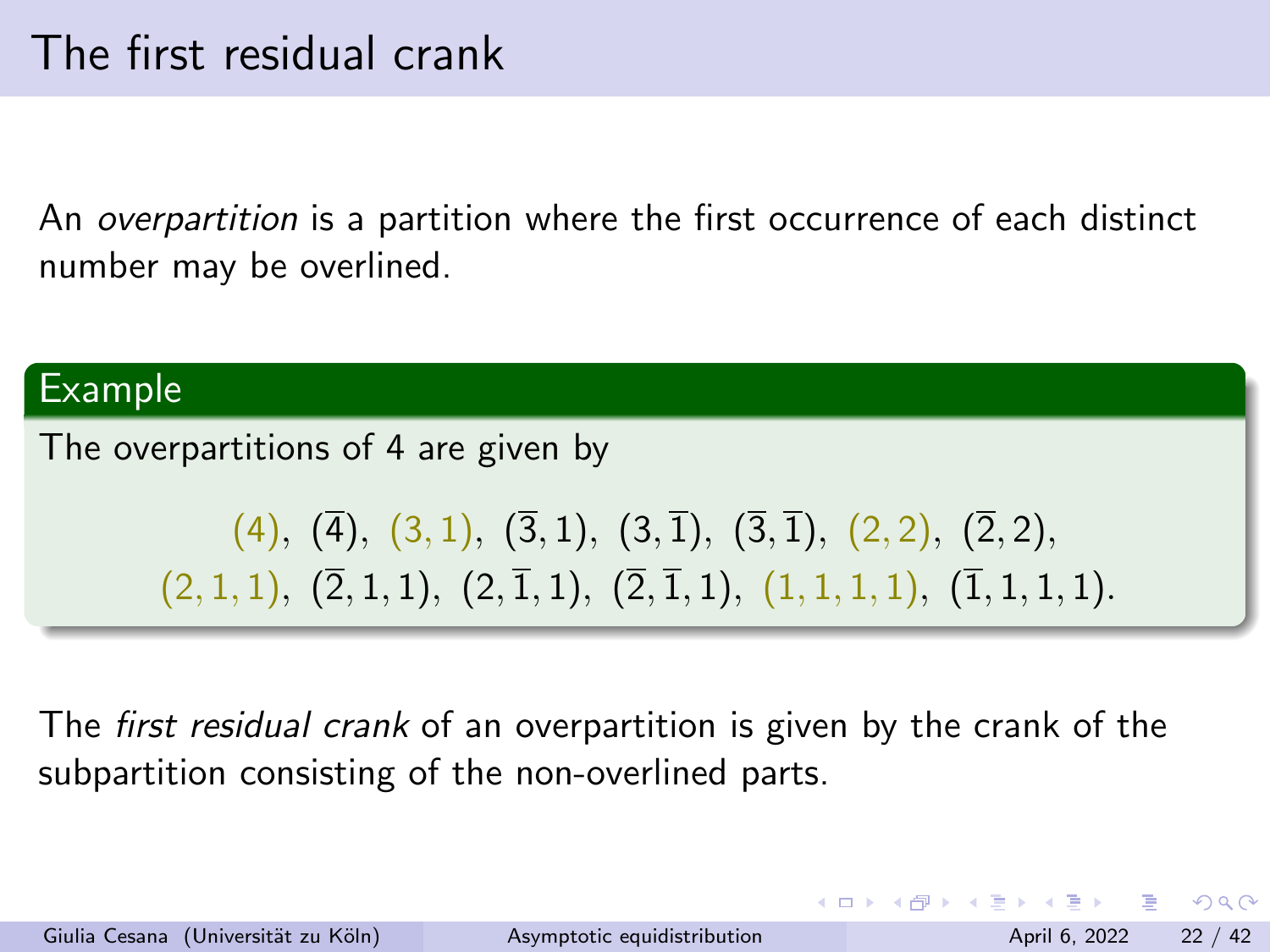# The first residual crank

An *overpartition* is a partition where the first occurrence of each distinct number may be overlined.

**Example**

The overpartitions of 4 are given by

$$(4),\ (\overline{4}),\ (3,1),\ (\overline{3},1),\ (3,\overline{1}),\ (\overline{3},\overline{1}),\ (2,2),\ (\overline{2},2),$$
$$(2,1,1),\ (\overline{2},1,1),\ (2,\overline{1},1),\ (\overline{2},\overline{1},1),\ (1,1,1,1),\ (\overline{1},1,1,1).$$

The *first residual crank* of an overpartition is given by the crank of the subpartition consisting of the non-overlined parts.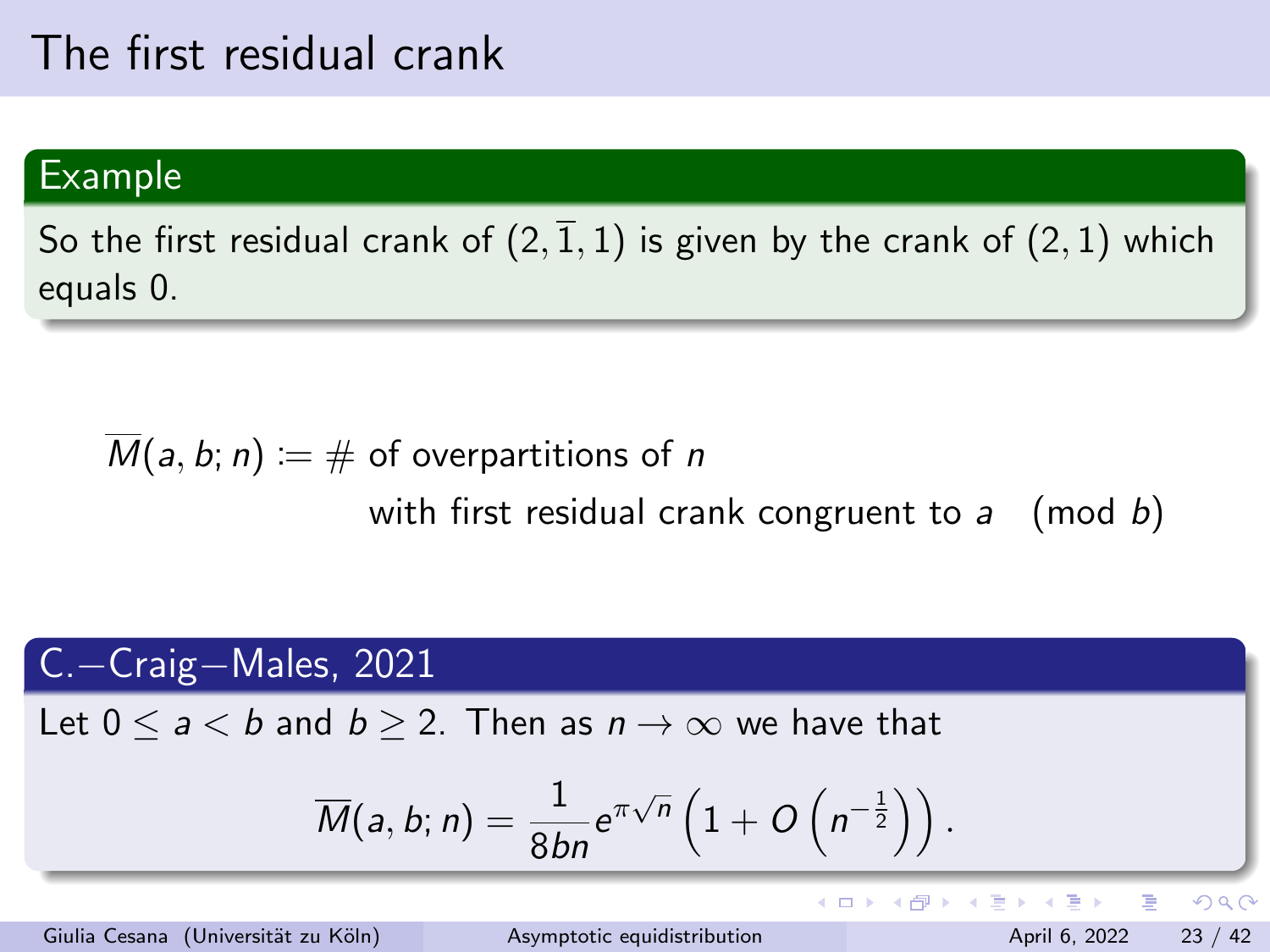# The first residual crank

**Example**

So the first residual crank of $(2, \overline{1}, 1)$ is given by the crank of $(2, 1)$ which equals 0.

$$\overline{M}(a, b; n) := \# \text{ of overpartitions of } n \text{ with first residual crank congruent to } a \pmod{b}$$

**C.–Craig–Males, 2021**

Let $0 \leq a < b$ and $b \geq 2$. Then as $n \to \infty$ we have that

$$\overline{M}(a, b; n) = \frac{1}{8bn} e^{\pi\sqrt{n}} \left(1 + O\left(n^{-\frac{1}{2}}\right)\right).$$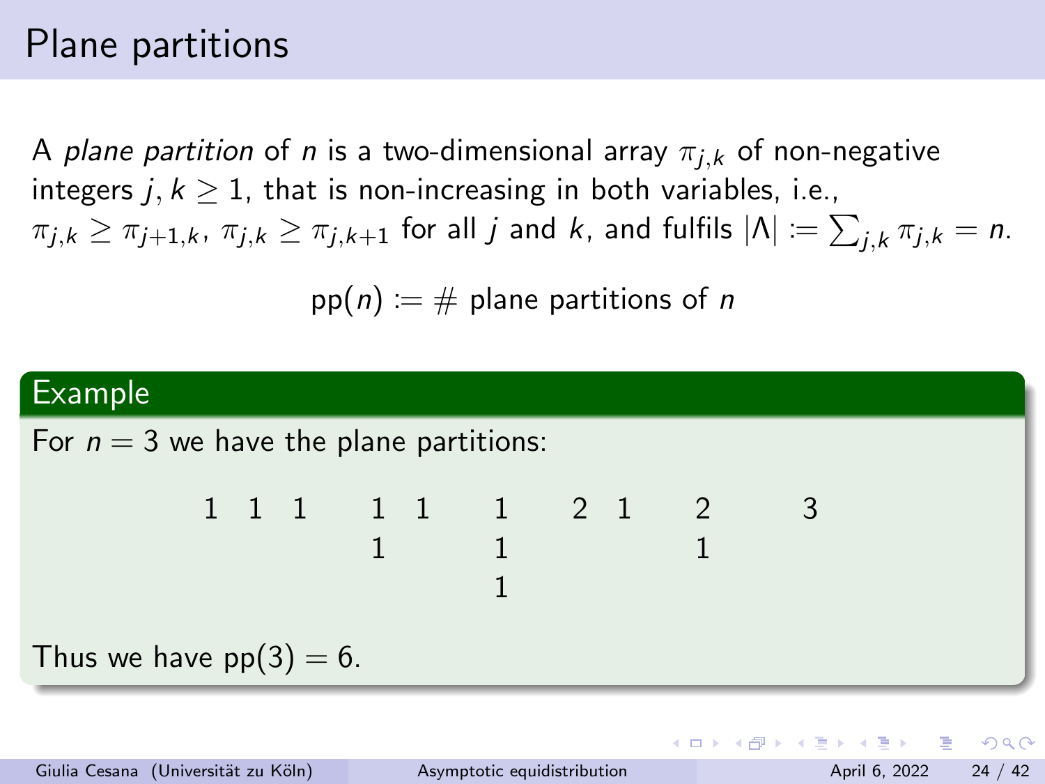# Plane partitions

A *plane partition* of $n$ is a two-dimensional array $\pi_{j,k}$ of non-negative integers $j, k \geq 1$, that is non-increasing in both variables, i.e., $\pi_{j,k} \geq \pi_{j+1,k}$, $\pi_{j,k} \geq \pi_{j,k+1}$ for all $j$ and $k$, and fulfils $|\Lambda| := \sum_{j,k} \pi_{j,k} = n$.

$$\mathrm{pp}(n) := \# \text{ plane partitions of } n$$

## Example

For $n = 3$ we have the plane partitions:

$$\begin{matrix} 1 & 1 & 1 \end{matrix} \qquad \begin{matrix} 1 & 1 \\ 1 & \end{matrix} \qquad \begin{matrix} 1 \\ 1 \\ 1 \end{matrix} \qquad \begin{matrix} 2 & 1 \end{matrix} \qquad \begin{matrix} 2 \\ 1 \end{matrix} \qquad \begin{matrix} 3 \end{matrix}$$

Thus we have $\mathrm{pp}(3) = 6$.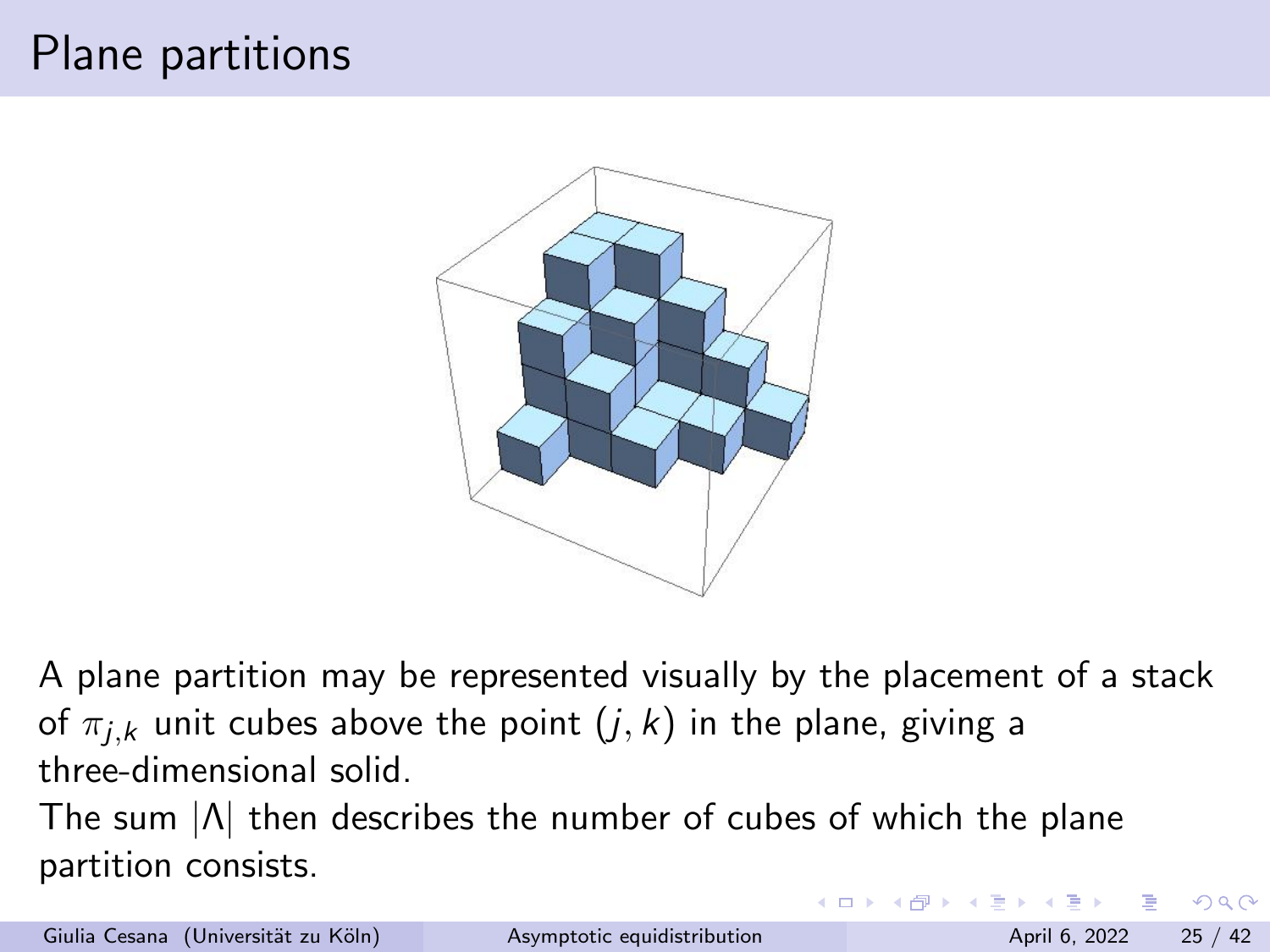# Plane partitions

A plane partition may be represented visually by the placement of a stack of $\pi_{j,k}$ unit cubes above the point $(j, k)$ in the plane, giving a three-dimensional solid.

The sum $|\Lambda|$ then describes the number of cubes of which the plane partition consists.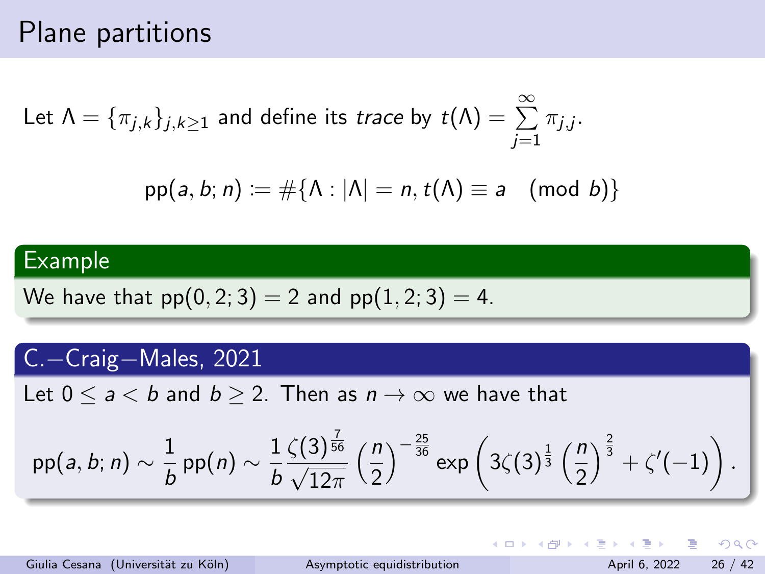# Plane partitions

Let $\Lambda = \{\pi_{j,k}\}_{j,k\geq 1}$ and define its *trace* by $t(\Lambda) = \sum_{j=1}^{\infty} \pi_{j,j}$.

$$\mathrm{pp}(a, b; n) := \#\{\Lambda : |\Lambda| = n, t(\Lambda) \equiv a \pmod{b}\}$$

**Example**

We have that $\mathrm{pp}(0, 2; 3) = 2$ and $\mathrm{pp}(1, 2; 3) = 4$.

**C.–Craig–Males, 2021**

Let $0 \leq a < b$ and $b \geq 2$. Then as $n \to \infty$ we have that

$$\mathrm{pp}(a, b; n) \sim \frac{1}{b}\,\mathrm{pp}(n) \sim \frac{1}{b}\frac{\zeta(3)^{\frac{7}{56}}}{\sqrt{12\pi}}\left(\frac{n}{2}\right)^{-\frac{25}{36}} \exp\left(3\zeta(3)^{\frac{1}{3}}\left(\frac{n}{2}\right)^{\frac{2}{3}} + \zeta'(-1)\right).$$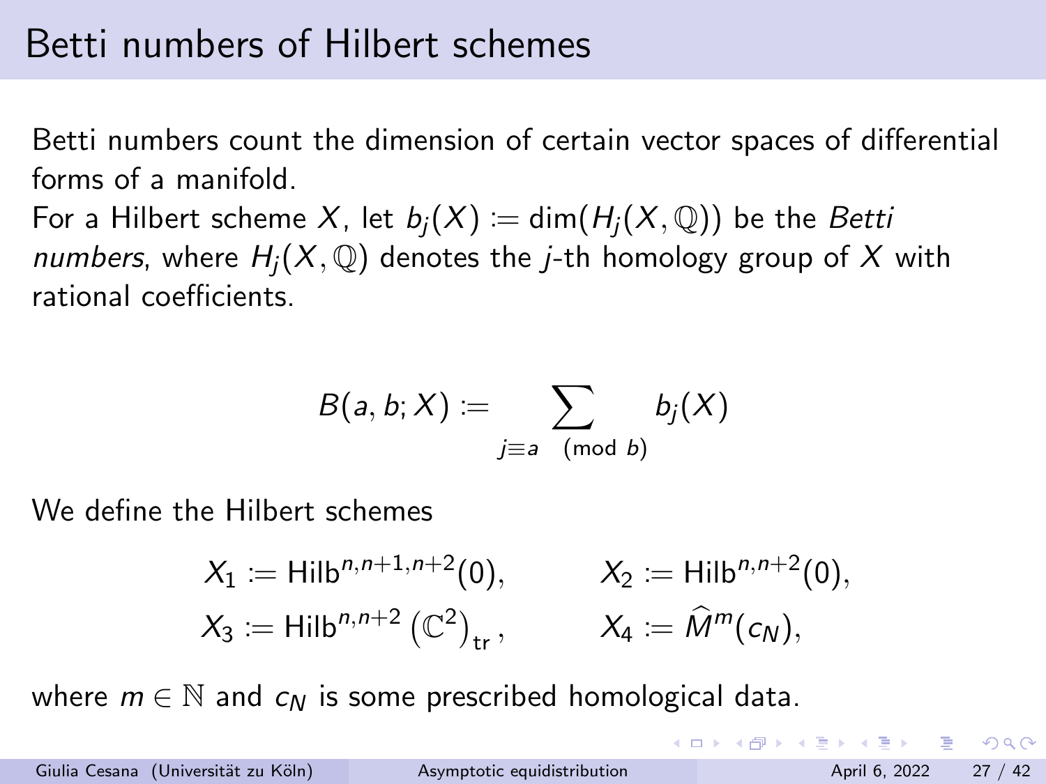# Betti numbers of Hilbert schemes

Betti numbers count the dimension of certain vector spaces of differential forms of a manifold.

For a Hilbert scheme $X$, let $b_j(X) := \dim(H_j(X, \mathbb{Q}))$ be the *Betti numbers*, where $H_j(X, \mathbb{Q})$ denotes the $j$-th homology group of $X$ with rational coefficients.

$$B(a, b; X) := \sum_{j \equiv a \pmod{b}} b_j(X)$$

We define the Hilbert schemes

$$X_1 := \mathrm{Hilb}^{n,n+1,n+2}(0), \qquad X_2 := \mathrm{Hilb}^{n,n+2}(0),$$

$$X_3 := \mathrm{Hilb}^{n,n+2}\left(\mathbb{C}^2\right)_{\mathrm{tr}}, \qquad X_4 := \widehat{M}^m(c_N),$$

where $m \in \mathbb{N}$ and $c_N$ is some prescribed homological data.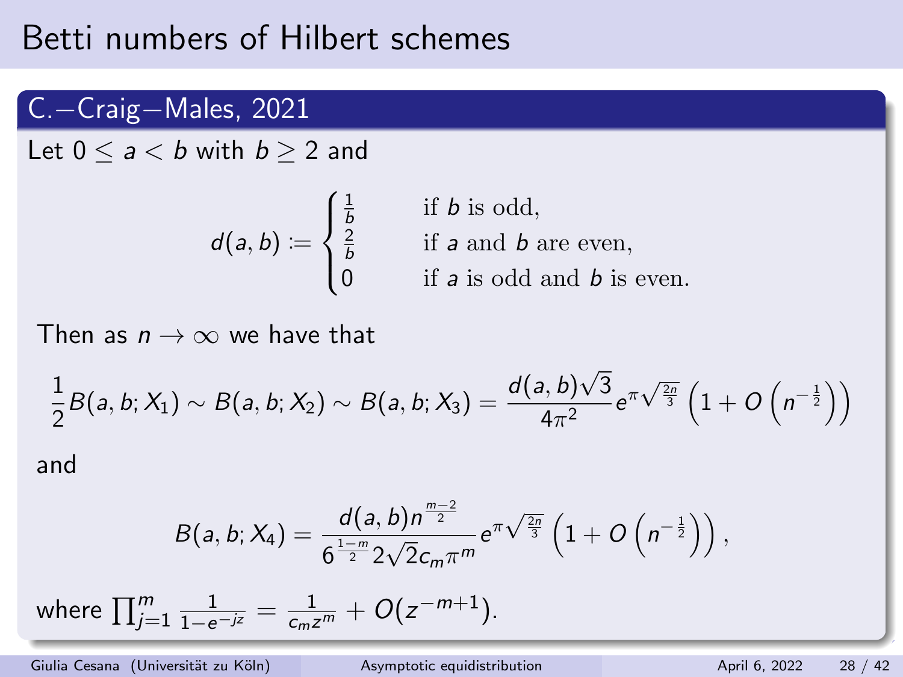# Betti numbers of Hilbert schemes

## C.−Craig−Males, 2021

Let $0 \leq a < b$ with $b \geq 2$ and

$$d(a,b) := \begin{cases} \frac{1}{b} & \text{if } b \text{ is odd,} \\ \frac{2}{b} & \text{if } a \text{ and } b \text{ are even,} \\ 0 & \text{if } a \text{ is odd and } b \text{ is even.} \end{cases}$$

Then as $n \to \infty$ we have that

$$\frac{1}{2} B(a,b;X_1) \sim B(a,b;X_2) \sim B(a,b;X_3) = \frac{d(a,b)\sqrt{3}}{4\pi^2} e^{\pi\sqrt{\frac{2n}{3}}} \left(1 + O\left(n^{-\frac{1}{2}}\right)\right)$$

and

$$B(a,b;X_4) = \frac{d(a,b) n^{\frac{m-2}{2}}}{6^{\frac{1-m}{2}} 2\sqrt{2} c_m \pi^m} e^{\pi\sqrt{\frac{2n}{3}}} \left(1 + O\left(n^{-\frac{1}{2}}\right)\right),$$

where $\prod_{j=1}^{m} \frac{1}{1-e^{-jz}} = \frac{1}{c_m z^m} + O(z^{-m+1})$.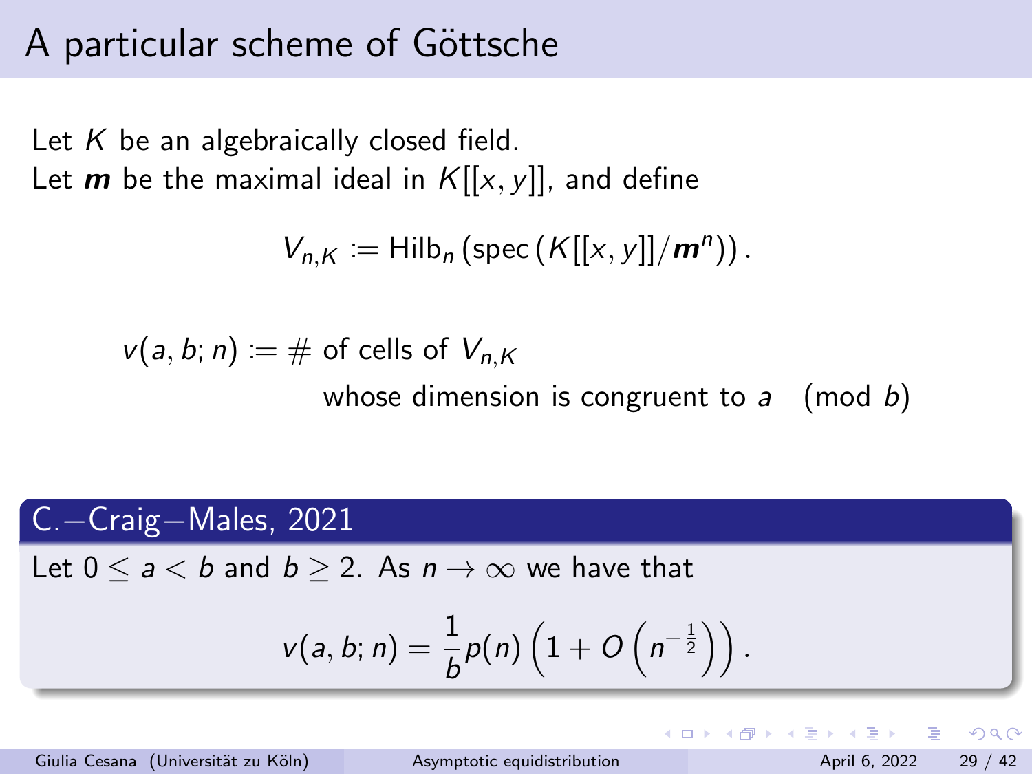# A particular scheme of Göttsche

Let $K$ be an algebraically closed field.
Let $\boldsymbol{m}$ be the maximal ideal in $K[[x, y]]$, and define

$$V_{n,K} := \mathrm{Hilb}_n \left( \mathrm{spec} \left( K[[x, y]] / \boldsymbol{m}^n \right) \right).$$

$v(a, b; n) := \#$ of cells of $V_{n,K}$ whose dimension is congruent to $a \pmod{b}$

**C.−Craig−Males, 2021**

Let $0 \leq a < b$ and $b \geq 2$. As $n \to \infty$ we have that

$$v(a, b; n) = \frac{1}{b} p(n) \left( 1 + O\left( n^{-\frac{1}{2}} \right) \right).$$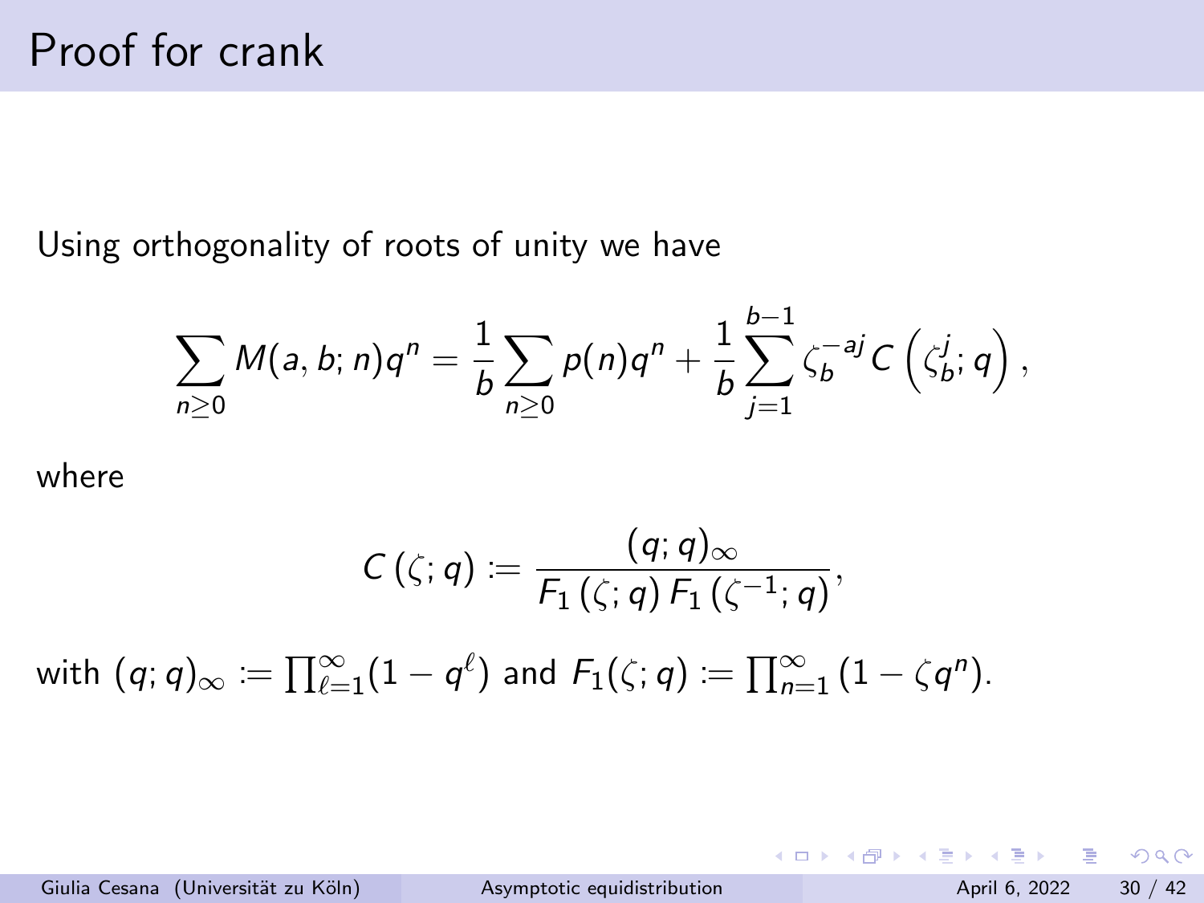# Proof for crank

Using orthogonality of roots of unity we have

$$\sum_{n\geq 0} M(a,b;n)q^n = \frac{1}{b}\sum_{n\geq 0} p(n)q^n + \frac{1}{b}\sum_{j=1}^{b-1} \zeta_b^{-aj} C\left(\zeta_b^j;q\right),$$

where

$$C\left(\zeta;q\right) := \frac{(q;q)_\infty}{F_1\left(\zeta;q\right)F_1\left(\zeta^{-1};q\right)},$$

with $(q;q)_\infty := \prod_{\ell=1}^{\infty}(1-q^\ell)$ and $F_1(\zeta;q) := \prod_{n=1}^{\infty}\left(1-\zeta q^n\right)$.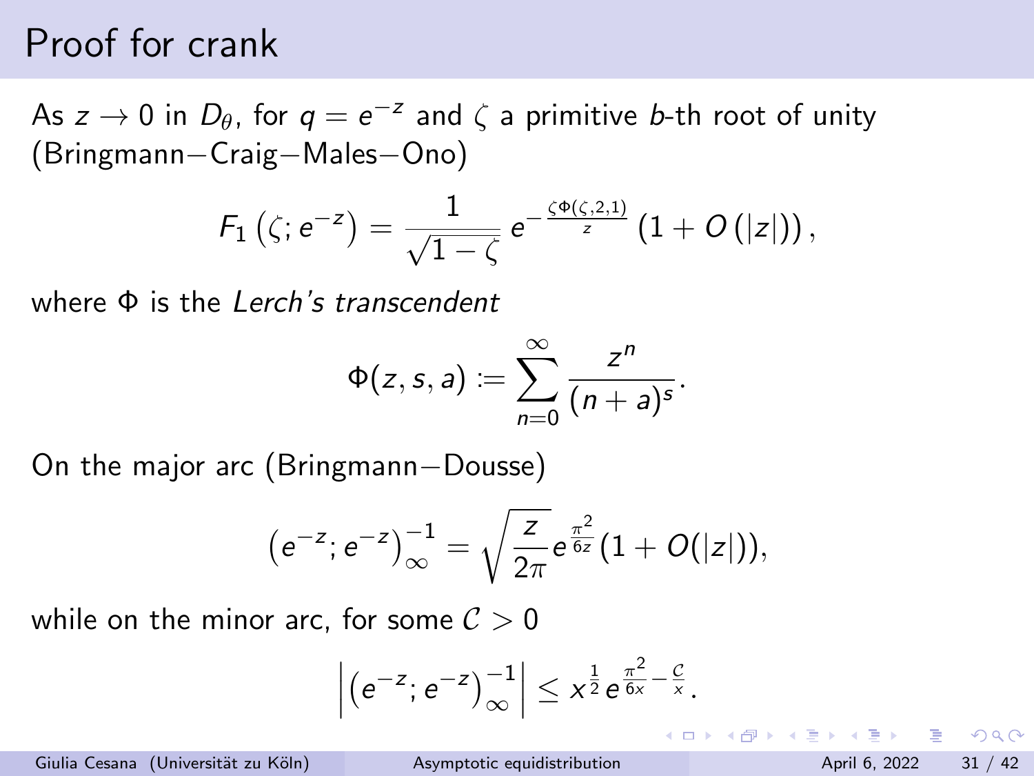# Proof for crank

As $z \to 0$ in $D_\theta$, for $q = e^{-z}$ and $\zeta$ a primitive $b$-th root of unity (Bringmann−Craig−Males−Ono)

$$F_1\left(\zeta; e^{-z}\right) = \frac{1}{\sqrt{1-\zeta}}\, e^{-\frac{\zeta\Phi(\zeta,2,1)}{z}}\left(1 + O\left(|z|\right)\right),$$

where $\Phi$ is the *Lerch's transcendent*

$$\Phi(z, s, a) := \sum_{n=0}^{\infty} \frac{z^n}{(n+a)^s}.$$

On the major arc (Bringmann−Dousse)

$$\left(e^{-z}; e^{-z}\right)_\infty^{-1} = \sqrt{\frac{z}{2\pi}}\, e^{\frac{\pi^2}{6z}}(1 + O(|z|)),$$

while on the minor arc, for some $\mathcal{C} > 0$

$$\left|\left(e^{-z}; e^{-z}\right)_\infty^{-1}\right| \leq x^{\frac{1}{2}}\, e^{\frac{\pi^2}{6x} - \frac{\mathcal{C}}{x}}.$$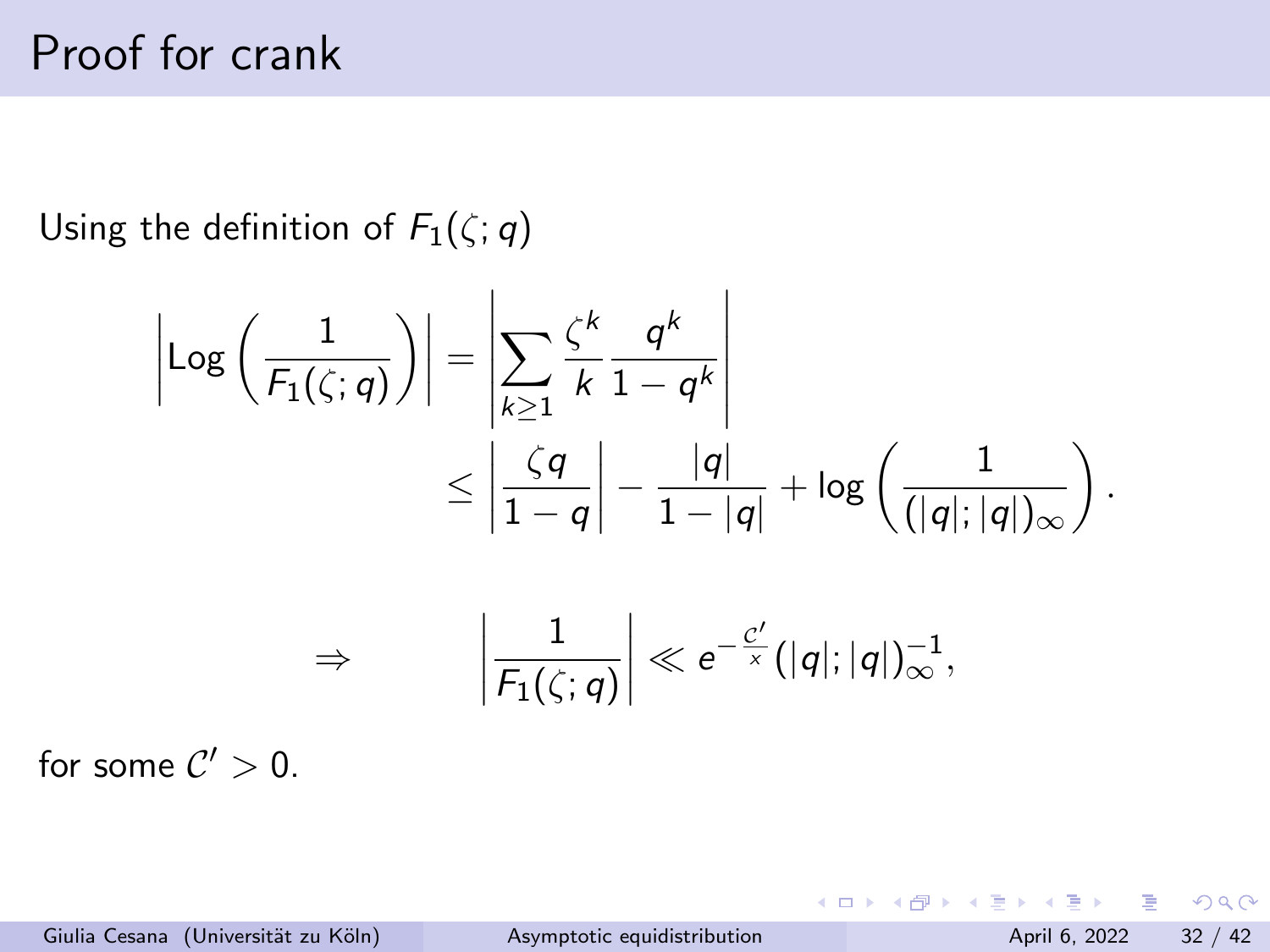# Proof for crank

Using the definition of $F_1(\zeta; q)$

$$
\begin{aligned}
\left|\mathrm{Log}\left(\frac{1}{F_1(\zeta;q)}\right)\right| &= \left|\sum_{k\geq 1} \frac{\zeta^k}{k} \frac{q^k}{1-q^k}\right| \\
&\leq \left|\frac{\zeta q}{1-q}\right| - \frac{|q|}{1-|q|} + \log\left(\frac{1}{(|q|;|q|)_\infty}\right).
\end{aligned}
$$

$$
\Rightarrow \qquad \left|\frac{1}{F_1(\zeta;q)}\right| \ll e^{-\frac{\mathcal{C}'}{x}} (|q|;|q|)_\infty^{-1},
$$

for some $\mathcal{C}' > 0$.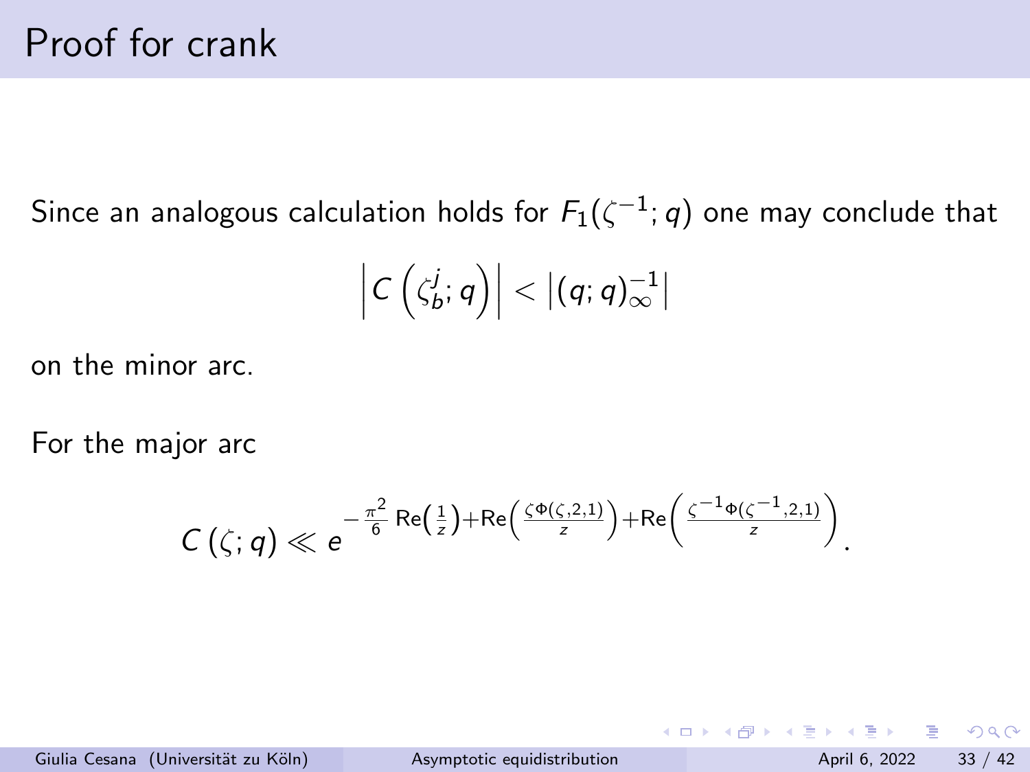# Proof for crank

Since an analogous calculation holds for $F_1(\zeta^{-1}; q)$ one may conclude that

$$\left| C\left(\zeta_b^j; q\right) \right| < \left| (q;q)_\infty^{-1} \right|$$

on the minor arc.

For the major arc

$$C\left(\zeta; q\right) \ll e^{-\frac{\pi^2}{6}\operatorname{Re}\left(\frac{1}{z}\right) + \operatorname{Re}\left(\frac{\zeta \Phi(\zeta, 2, 1)}{z}\right) + \operatorname{Re}\left(\frac{\zeta^{-1}\Phi(\zeta^{-1}, 2, 1)}{z}\right)}.$$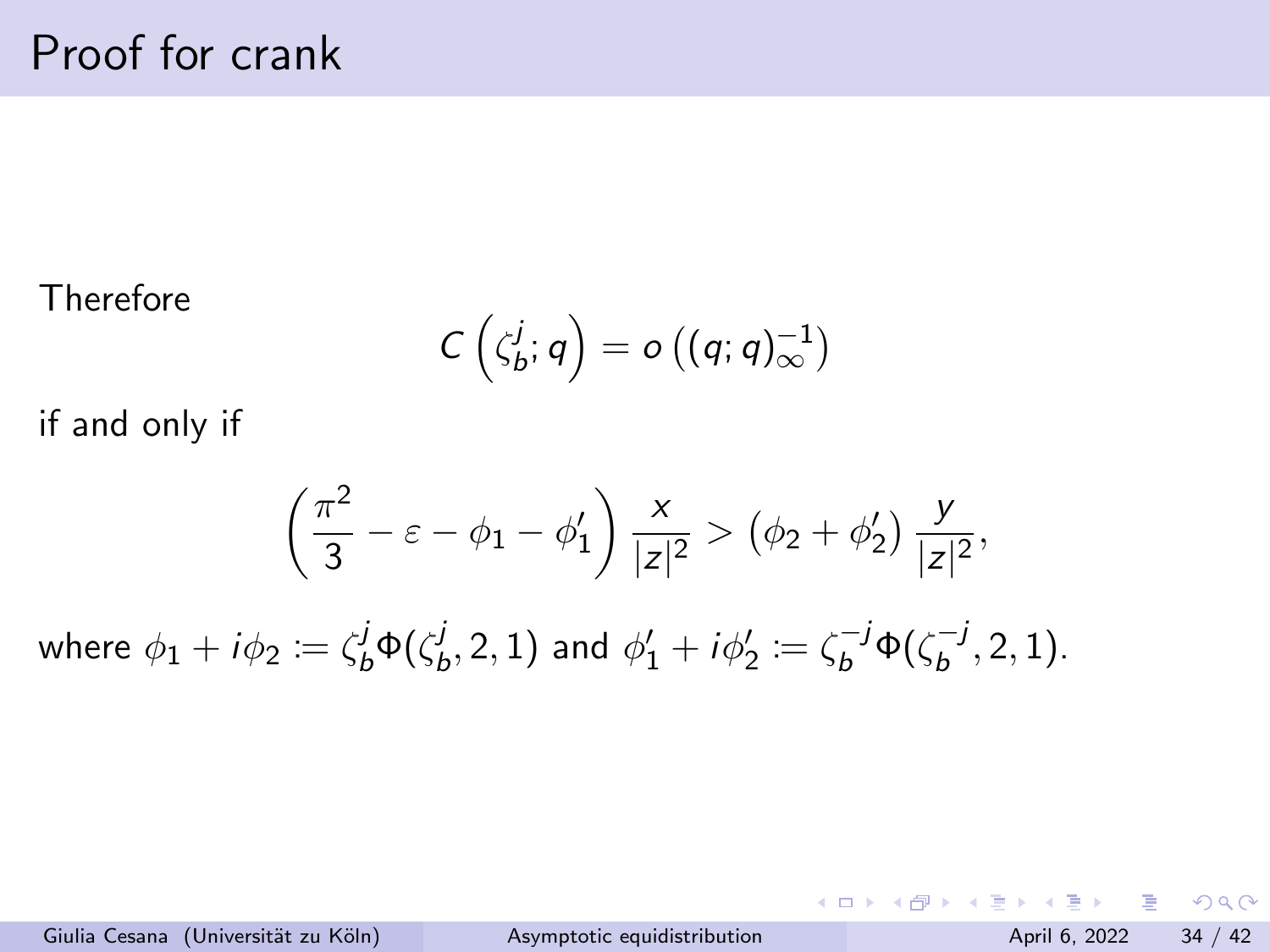# Proof for crank

Therefore

$$C\left(\zeta_b^j; q\right) = o\left((q;q)_\infty^{-1}\right)$$

if and only if

$$\left(\frac{\pi^2}{3} - \varepsilon - \phi_1 - \phi_1'\right)\frac{x}{|z|^2} > \left(\phi_2 + \phi_2'\right)\frac{y}{|z|^2},$$

where $\phi_1 + i\phi_2 := \zeta_b^j \Phi(\zeta_b^j, 2, 1)$ and $\phi_1' + i\phi_2' := \zeta_b^{-j}\Phi(\zeta_b^{-j}, 2, 1)$.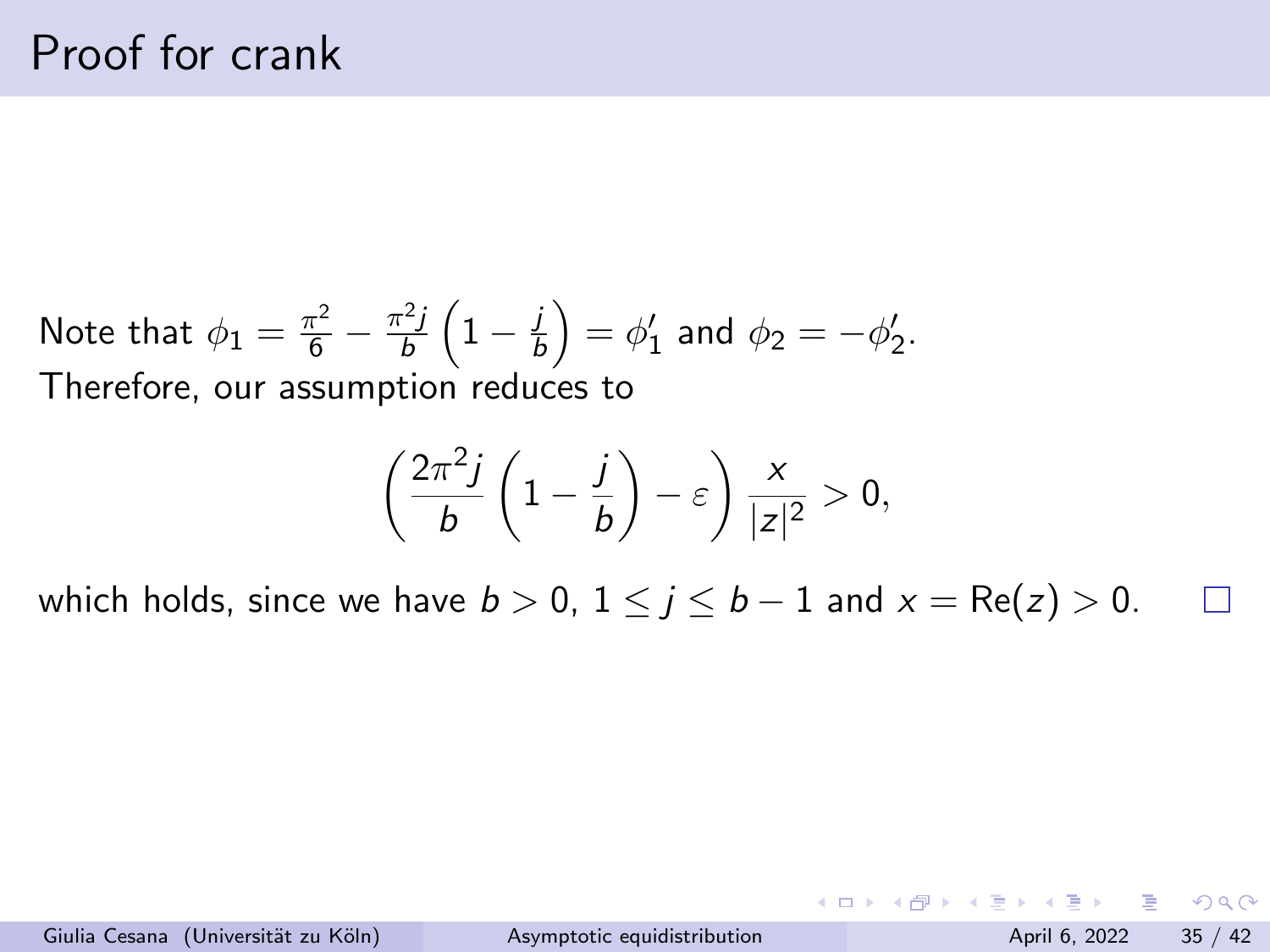# Proof for crank

Note that $\phi_1 = \frac{\pi^2}{6} - \frac{\pi^2 j}{b}\left(1 - \frac{j}{b}\right) = \phi_1'$ and $\phi_2 = -\phi_2'$.
Therefore, our assumption reduces to

$$\left(\frac{2\pi^2 j}{b}\left(1 - \frac{j}{b}\right) - \varepsilon\right)\frac{x}{|z|^2} > 0,$$

which holds, since we have $b > 0$, $1 \leq j \leq b - 1$ and $x = \mathrm{Re}(z) > 0$. □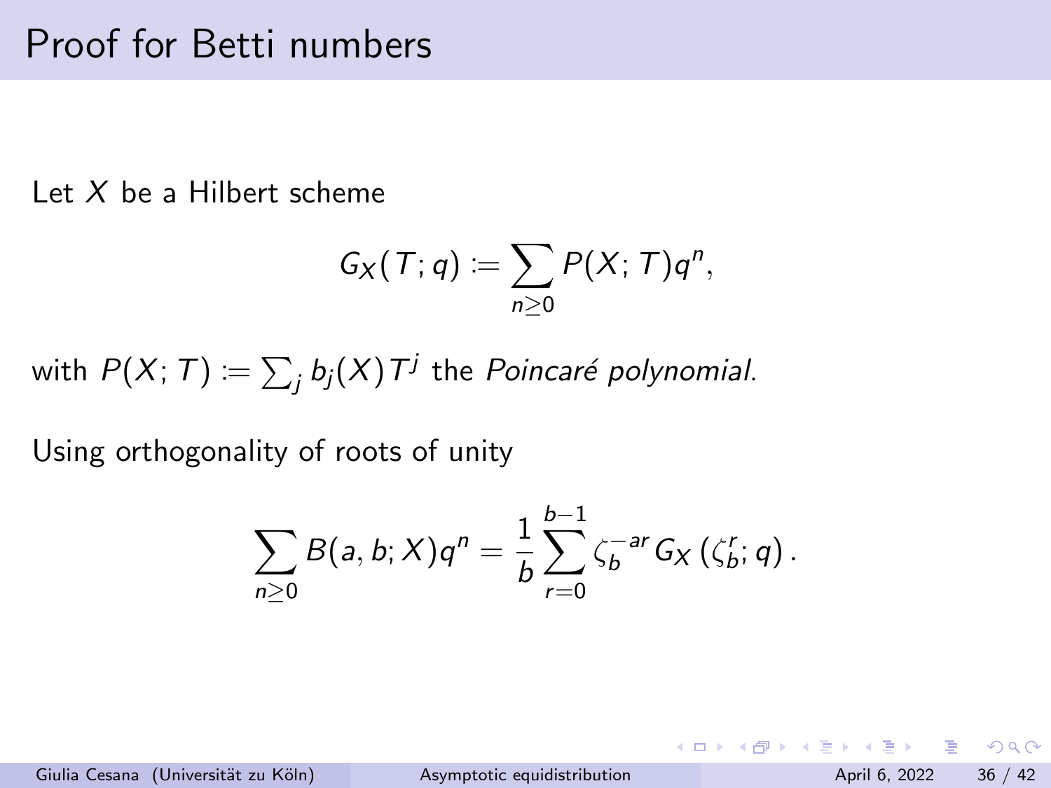# Proof for Betti numbers

Let $X$ be a Hilbert scheme

$$G_X(T;q) := \sum_{n\geq 0} P(X;T)q^n,$$

with $P(X;T) := \sum_j b_j(X)T^j$ the *Poincaré polynomial*.

Using orthogonality of roots of unity

$$\sum_{n\geq 0} B(a,b;X)q^n = \frac{1}{b}\sum_{r=0}^{b-1} \zeta_b^{-ar} G_X\left(\zeta_b^r;q\right).$$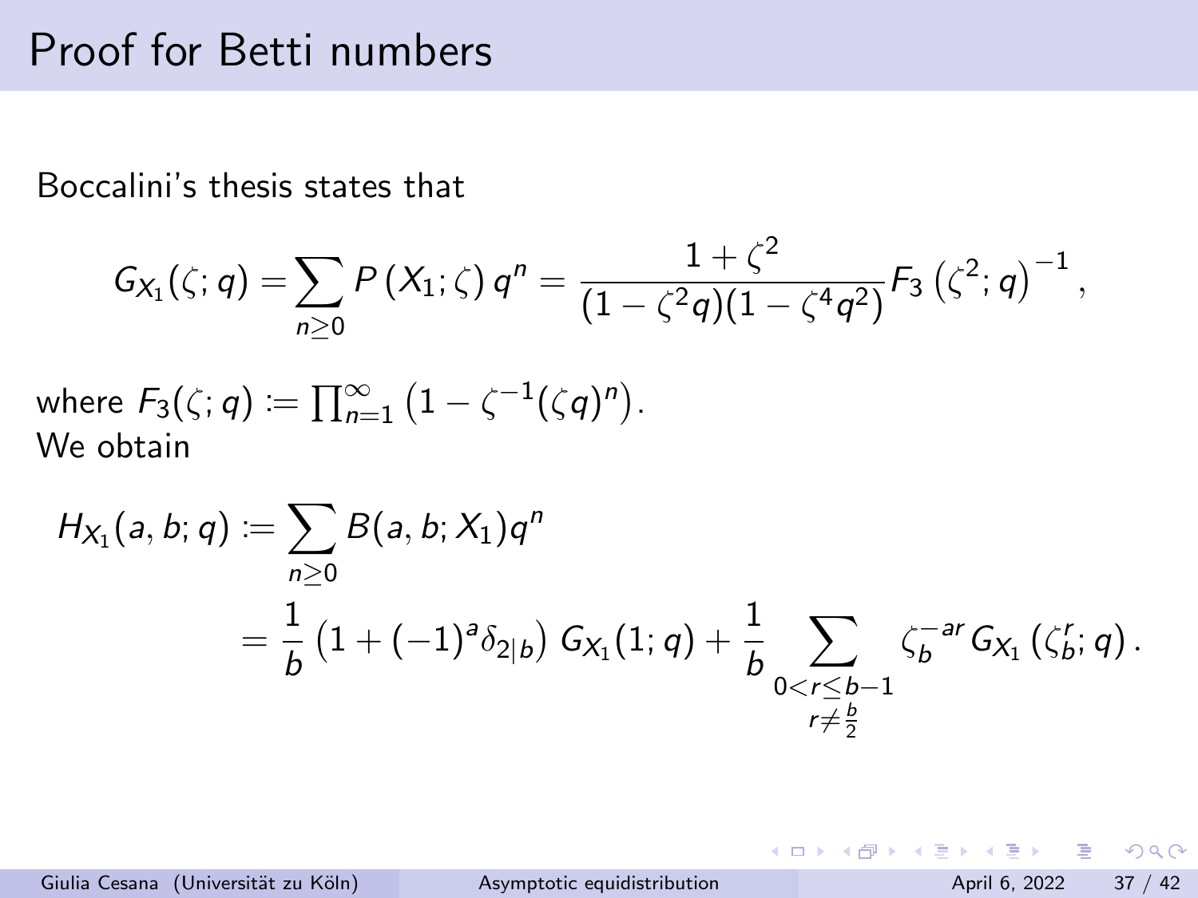# Proof for Betti numbers

Boccalini's thesis states that

$$G_{X_1}(\zeta; q) = \sum_{n\geq 0} P\left(X_1; \zeta\right) q^n = \frac{1+\zeta^2}{(1-\zeta^2 q)(1-\zeta^4 q^2)} F_3\left(\zeta^2; q\right)^{-1},$$

where $F_3(\zeta; q) := \prod_{n=1}^{\infty}\left(1-\zeta^{-1}(\zeta q)^n\right)$.
We obtain

$$\begin{aligned}
H_{X_1}(a, b; q) &:= \sum_{n\geq 0} B(a, b; X_1) q^n \\
&= \frac{1}{b}\left(1+(-1)^a \delta_{2|b}\right) G_{X_1}(1; q) + \frac{1}{b} \sum_{\substack{0<r\leq b-1 \\ r\neq \frac{b}{2}}} \zeta_b^{-ar} G_{X_1}\left(\zeta_b^r; q\right).
\end{aligned}$$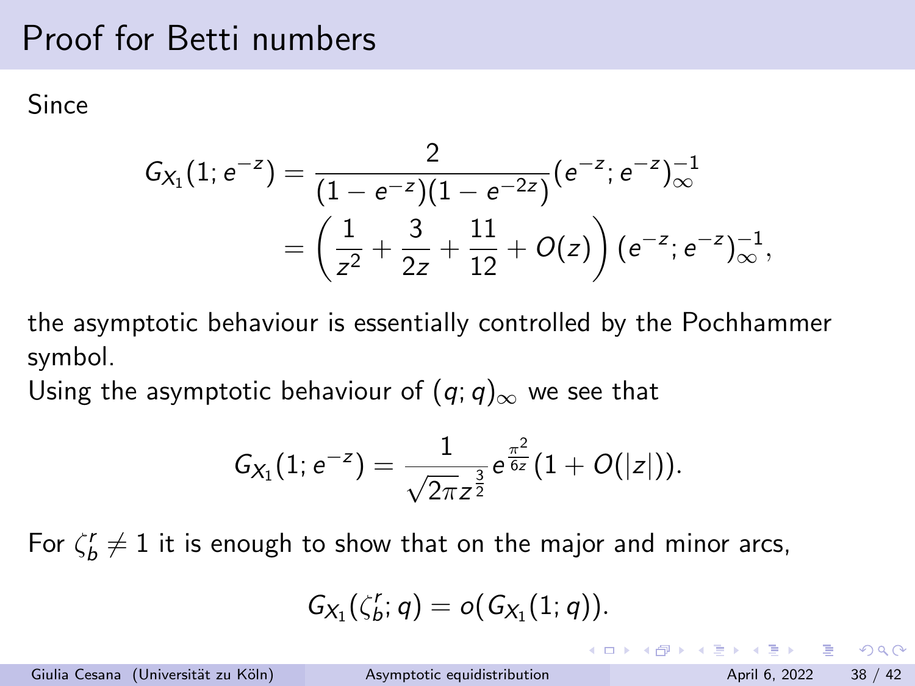# Proof for Betti numbers

Since

$$
\begin{aligned}
G_{X_1}(1; e^{-z}) &= \frac{2}{(1-e^{-z})(1-e^{-2z})}(e^{-z}; e^{-z})_\infty^{-1} \\
&= \left(\frac{1}{z^2} + \frac{3}{2z} + \frac{11}{12} + O(z)\right)(e^{-z}; e^{-z})_\infty^{-1},
\end{aligned}
$$

the asymptotic behaviour is essentially controlled by the Pochhammer symbol.

Using the asymptotic behaviour of $(q;q)_\infty$ we see that

$$
G_{X_1}(1; e^{-z}) = \frac{1}{\sqrt{2\pi} z^{\frac{3}{2}}} e^{\frac{\pi^2}{6z}}(1 + O(|z|)).
$$

For $\zeta_b^r \neq 1$ it is enough to show that on the major and minor arcs,

$$
G_{X_1}(\zeta_b^r; q) = o(G_{X_1}(1; q)).
$$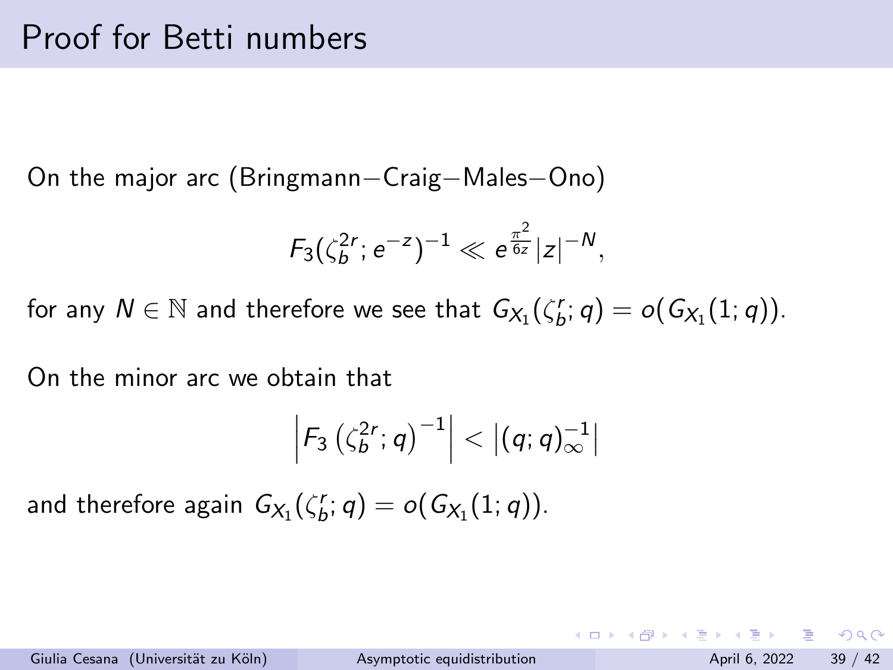# Proof for Betti numbers

On the major arc (Bringmann−Craig−Males−Ono)

$$F_3(\zeta_b^{2r}; e^{-z})^{-1} \ll e^{\frac{\pi^2}{6z}} |z|^{-N},$$

for any $N \in \mathbb{N}$ and therefore we see that $G_{X_1}(\zeta_b^r; q) = o(G_{X_1}(1; q))$.

On the minor arc we obtain that

$$\left| F_3\left(\zeta_b^{2r}; q\right)^{-1} \right| < \left| (q; q)_\infty^{-1} \right|$$

and therefore again $G_{X_1}(\zeta_b^r; q) = o(G_{X_1}(1; q))$.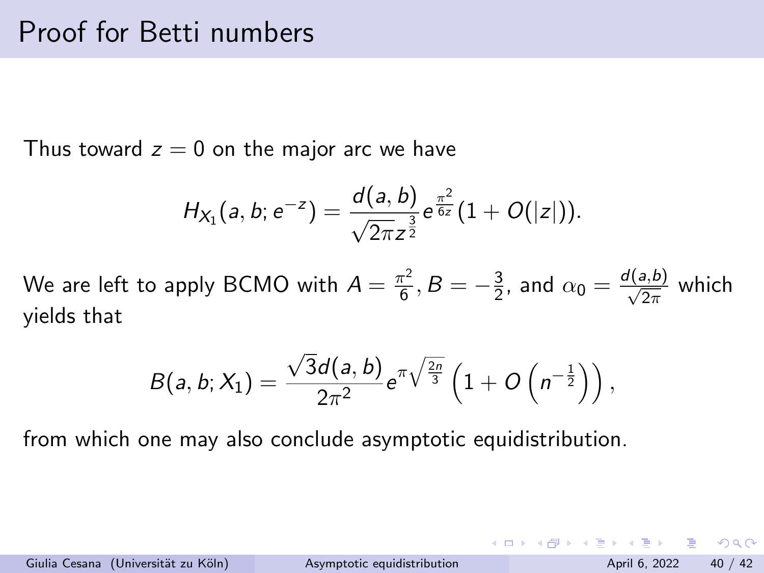# Proof for Betti numbers

Thus toward $z = 0$ on the major arc we have

$$H_{X_1}(a, b; e^{-z}) = \frac{d(a, b)}{\sqrt{2\pi} z^{\frac{3}{2}}} e^{\frac{\pi^2}{6z}} (1 + O(|z|)).$$

We are left to apply BCMO with $A = \frac{\pi^2}{6}$, $B = -\frac{3}{2}$, and $\alpha_0 = \frac{d(a,b)}{\sqrt{2\pi}}$ which yields that

$$B(a, b; X_1) = \frac{\sqrt{3} d(a, b)}{2\pi^2} e^{\pi \sqrt{\frac{2n}{3}}} \left(1 + O\left(n^{-\frac{1}{2}}\right)\right),$$

from which one may also conclude asymptotic equidistribution.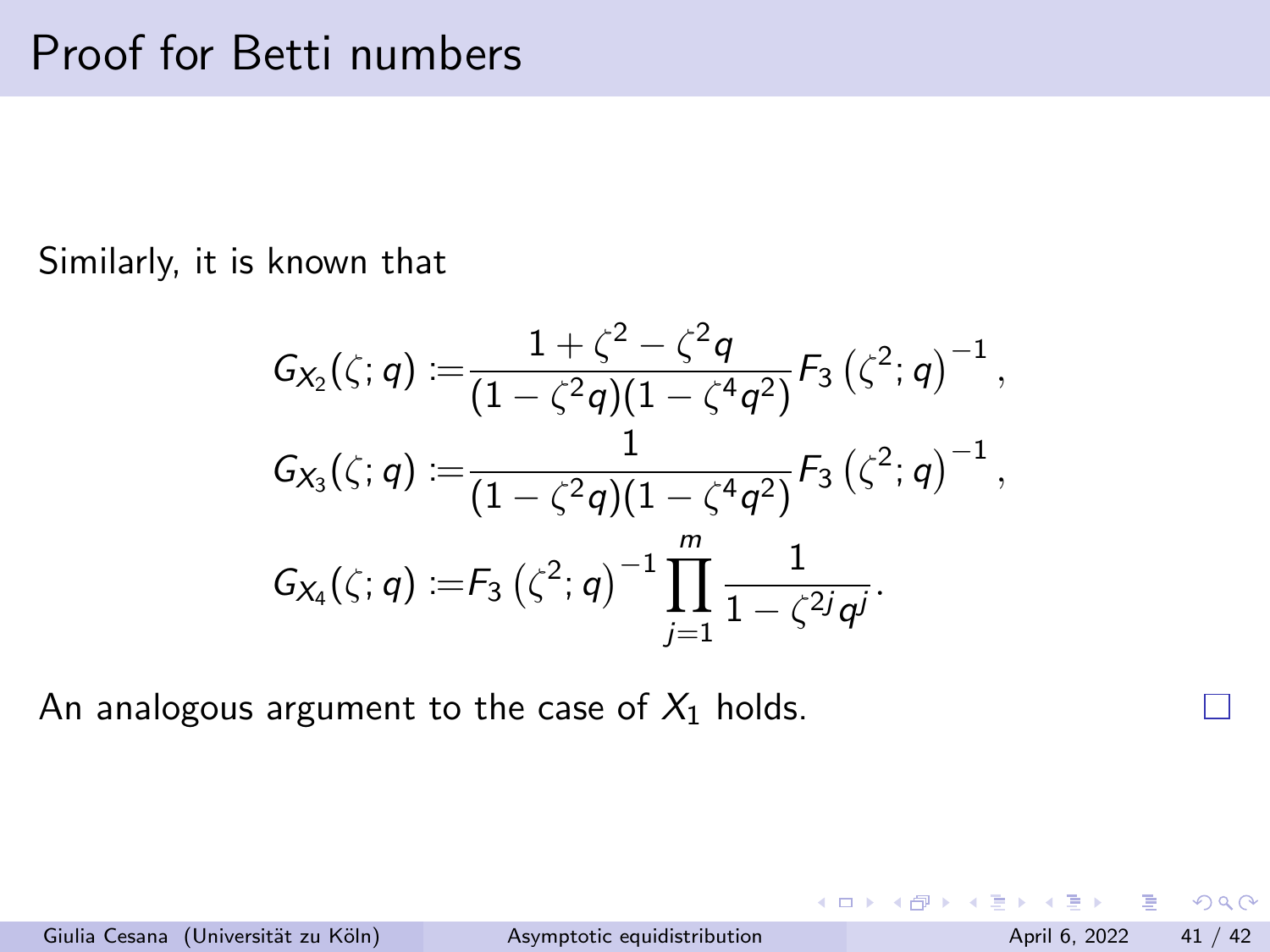# Proof for Betti numbers

Similarly, it is known that

$$
\begin{aligned}
G_{X_2}(\zeta; q) &:= \frac{1+\zeta^2-\zeta^2 q}{(1-\zeta^2 q)(1-\zeta^4 q^2)} F_3\left(\zeta^2; q\right)^{-1}, \\
G_{X_3}(\zeta; q) &:= \frac{1}{(1-\zeta^2 q)(1-\zeta^4 q^2)} F_3\left(\zeta^2; q\right)^{-1}, \\
G_{X_4}(\zeta; q) &:= F_3\left(\zeta^2; q\right)^{-1} \prod_{j=1}^{m} \frac{1}{1-\zeta^{2j} q^j}.
\end{aligned}
$$

An analogous argument to the case of $X_1$ holds. □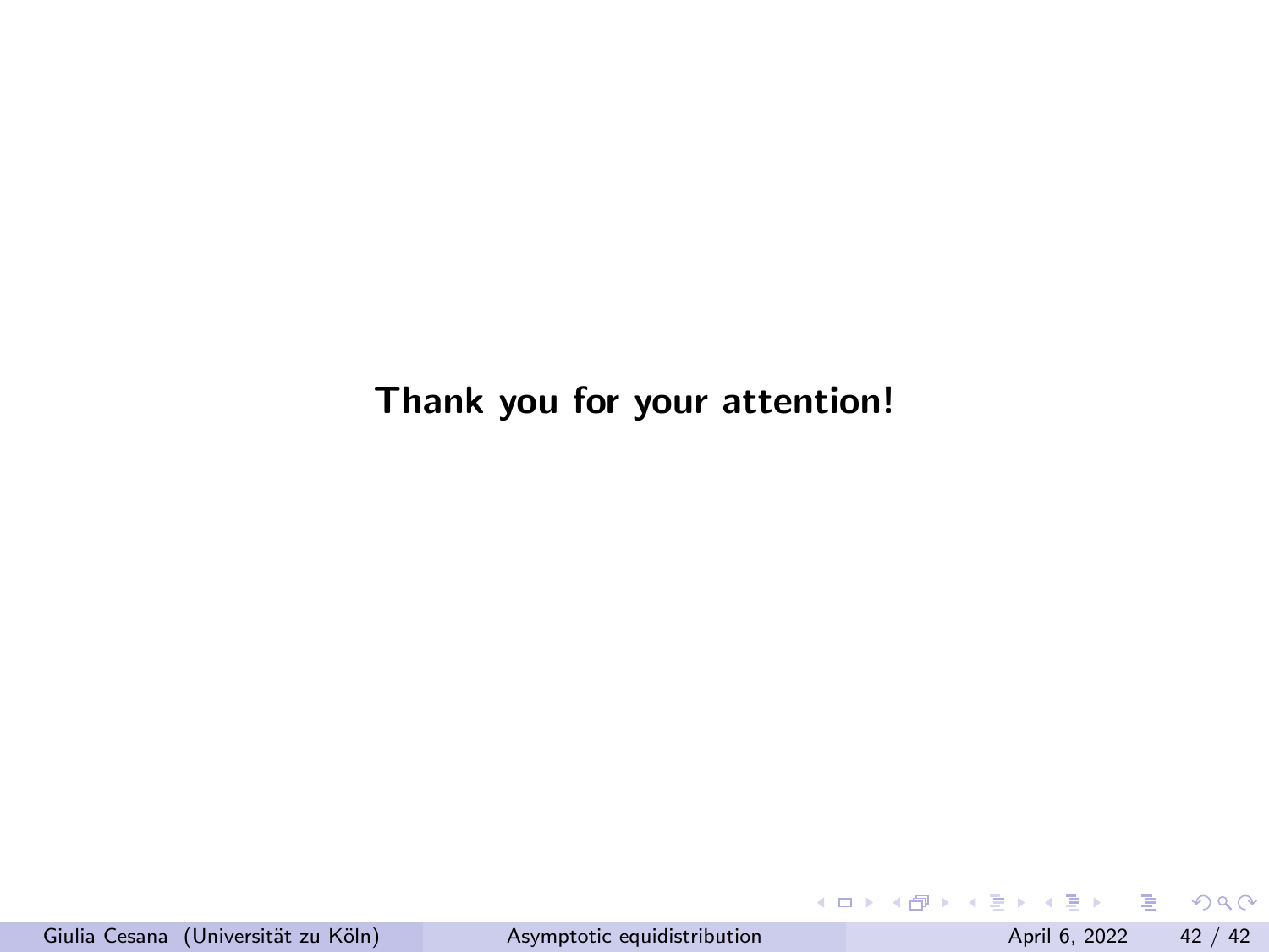**Thank you for your attention!**